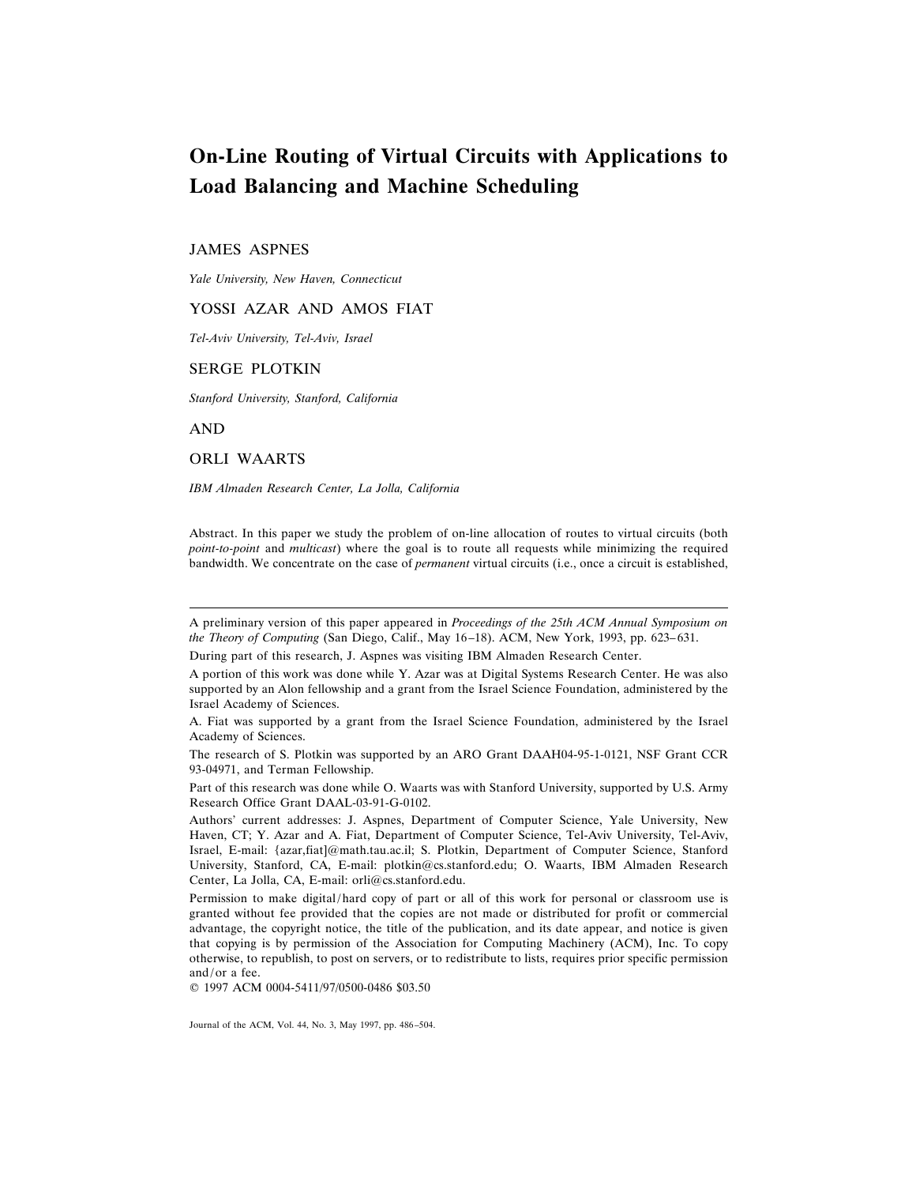# On-Line Routing of Virtual Circuits with Applications to Load Balancing and Machine Scheduling

JAMES ASPNES

*Yale University, New Haven, Connecticut*

YOSSI AZAR AND AMOS FIAT

*Tel-Aviv University, Tel-Aviv, Israel*

SERGE PLOTKIN

*Stanford University, Stanford, California*

AND

ORLI WAARTS

*IBM Almaden Research Center, La Jolla, California*

Abstract. In this paper we study the problem of on-line allocation of routes to virtual circuits (both *point-to-point* and *multicast*) where the goal is to route all requests while minimizing the required bandwidth. We concentrate on the case of *permanent* virtual circuits (i.e., once a circuit is established,

---

A preliminary version of this paper appeared in *Proceedings of the 25th ACM Annual Symposium on the Theory of Computing* (San Diego, Calif., May 16–18). ACM, New York, 1993, pp. 623–631.

During part of this research, J. Aspnes was visiting IBM Almaden Research Center.

A portion of this work was done while Y. Azar was at Digital Systems Research Center. He was also supported by an Alon fellowship and a grant from the Israel Science Foundation, administered by the Israel Academy of Sciences.

A. Fiat was supported by a grant from the Israel Science Foundation, administered by the Israel Academy of Sciences.

The research of S. Plotkin was supported by an ARO Grant DAAH04-95-1-0121, NSF Grant CCR 93-04971, and Terman Fellowship.

Part of this research was done while O. Waarts was with Stanford University, supported by U.S. Army Research Office Grant DAAL-03-91-G-0102.

Authors' current addresses: J. Aspnes, Department of Computer Science, Yale University, New Haven, CT; Y. Azar and A. Fiat, Department of Computer Science, Tel-Aviv University, Tel-Aviv, Israel, E-mail: {azar,fiat]@math.tau.ac.il; S. Plotkin, Department of Computer Science, Stanford University, Stanford, CA, E-mail: plotkin@cs.stanford.edu; O. Waarts, IBM Almaden Research Center, La Jolla, CA, E-mail: orli@cs.stanford.edu.

Permission to make digital/hard copy of part or all of this work for personal or classroom use is granted without fee provided that the copies are not made or distributed for profit or commercial advantage, the copyright notice, the title of the publication, and its date appear, and notice is given that copying is by permission of the Association for Computing Machinery (ACM), Inc. To copy otherwise, to republish, to post on servers, or to redistribute to lists, requires prior specific permission and/or a fee.

© 1997 ACM 0004-5411/97/0500-0486 $03.50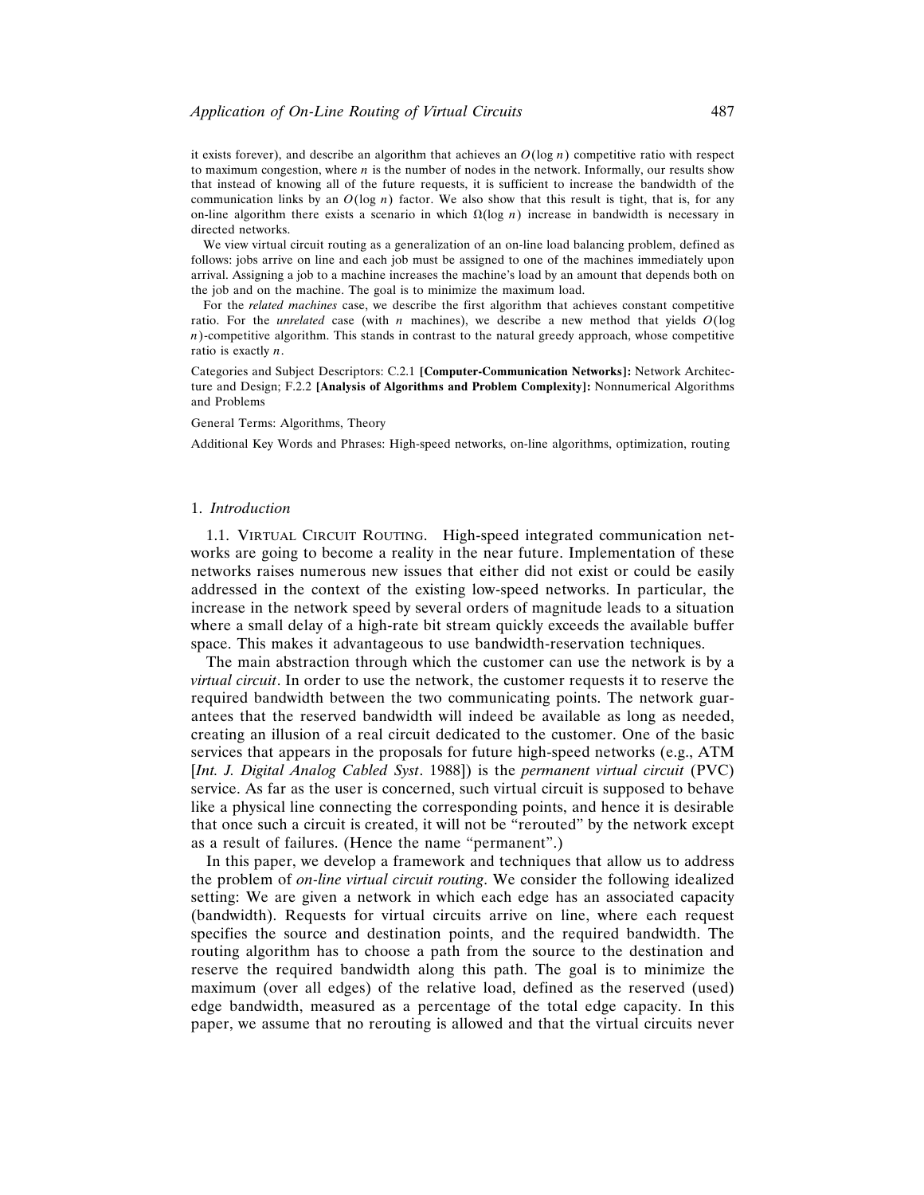it exists forever), and describe an algorithm that achieves an $O(\log n)$ competitive ratio with respect to maximum congestion, where $n$ is the number of nodes in the network. Informally, our results show that instead of knowing all of the future requests, it is sufficient to increase the bandwidth of the communication links by an $O(\log n)$ factor. We also show that this result is tight, that is, for any on-line algorithm there exists a scenario in which $\Omega(\log n)$ increase in bandwidth is necessary in directed networks.

We view virtual circuit routing as a generalization of an on-line load balancing problem, defined as follows: jobs arrive on line and each job must be assigned to one of the machines immediately upon arrival. Assigning a job to a machine increases the machine's load by an amount that depends both on the job and on the machine. The goal is to minimize the maximum load.

For the *related machines* case, we describe the first algorithm that achieves constant competitive ratio. For the *unrelated* case (with $n$ machines), we describe a new method that yields $O(\log n)$-competitive algorithm. This stands in contrast to the natural greedy approach, whose competitive ratio is exactly $n$.

Categories and Subject Descriptors: C.2.1 **[Computer-Communication Networks]:** Network Architecture and Design; F.2.2 **[Analysis of Algorithms and Problem Complexity]:** Nonnumerical Algorithms and Problems

General Terms: Algorithms, Theory

Additional Key Words and Phrases: High-speed networks, on-line algorithms, optimization, routing

## 1. *Introduction*

1.1. VIRTUAL CIRCUIT ROUTING. High-speed integrated communication networks are going to become a reality in the near future. Implementation of these networks raises numerous new issues that either did not exist or could be easily addressed in the context of the existing low-speed networks. In particular, the increase in the network speed by several orders of magnitude leads to a situation where a small delay of a high-rate bit stream quickly exceeds the available buffer space. This makes it advantageous to use bandwidth-reservation techniques.

The main abstraction through which the customer can use the network is by a *virtual circuit*. In order to use the network, the customer requests it to reserve the required bandwidth between the two communicating points. The network guarantees that the reserved bandwidth will indeed be available as long as needed, creating an illusion of a real circuit dedicated to the customer. One of the basic services that appears in the proposals for future high-speed networks (e.g., ATM [*Int. J. Digital Analog Cabled Syst*. 1988]) is the *permanent virtual circuit* (PVC) service. As far as the user is concerned, such virtual circuit is supposed to behave like a physical line connecting the corresponding points, and hence it is desirable that once such a circuit is created, it will not be "rerouted" by the network except as a result of failures. (Hence the name "permanent".)

In this paper, we develop a framework and techniques that allow us to address the problem of *on-line virtual circuit routing*. We consider the following idealized setting: We are given a network in which each edge has an associated capacity (bandwidth). Requests for virtual circuits arrive on line, where each request specifies the source and destination points, and the required bandwidth. The routing algorithm has to choose a path from the source to the destination and reserve the required bandwidth along this path. The goal is to minimize the maximum (over all edges) of the relative load, defined as the reserved (used) edge bandwidth, measured as a percentage of the total edge capacity. In this paper, we assume that no rerouting is allowed and that the virtual circuits never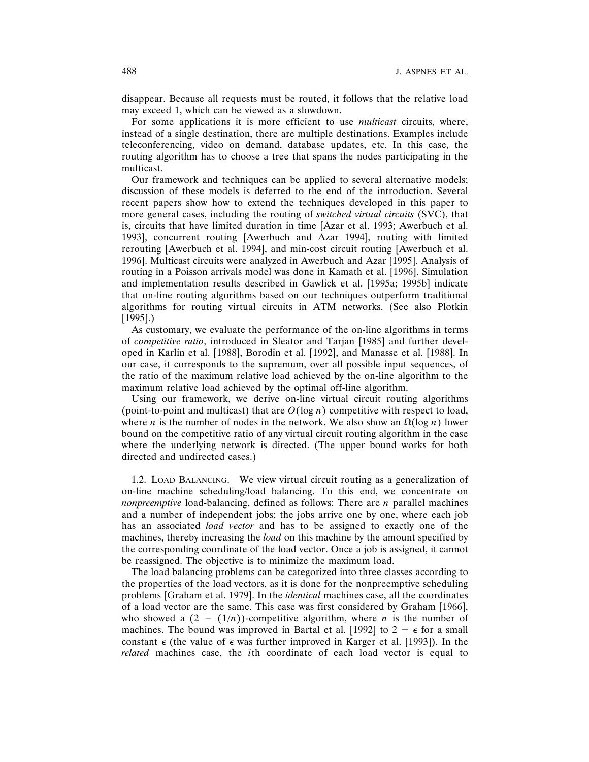disappear. Because all requests must be routed, it follows that the relative load may exceed 1, which can be viewed as a slowdown.

For some applications it is more efficient to use *multicast* circuits, where, instead of a single destination, there are multiple destinations. Examples include teleconferencing, video on demand, database updates, etc. In this case, the routing algorithm has to choose a tree that spans the nodes participating in the multicast.

Our framework and techniques can be applied to several alternative models; discussion of these models is deferred to the end of the introduction. Several recent papers show how to extend the techniques developed in this paper to more general cases, including the routing of *switched virtual circuits* (SVC), that is, circuits that have limited duration in time [Azar et al. 1993; Awerbuch et al. 1993], concurrent routing [Awerbuch and Azar 1994], routing with limited rerouting [Awerbuch et al. 1994], and min-cost circuit routing [Awerbuch et al. 1996]. Multicast circuits were analyzed in Awerbuch and Azar [1995]. Analysis of routing in a Poisson arrivals model was done in Kamath et al. [1996]. Simulation and implementation results described in Gawlick et al. [1995a; 1995b] indicate that on-line routing algorithms based on our techniques outperform traditional algorithms for routing virtual circuits in ATM networks. (See also Plotkin [1995].)

As customary, we evaluate the performance of the on-line algorithms in terms of *competitive ratio*, introduced in Sleator and Tarjan [1985] and further developed in Karlin et al. [1988], Borodin et al. [1992], and Manasse et al. [1988]. In our case, it corresponds to the supremum, over all possible input sequences, of the ratio of the maximum relative load achieved by the on-line algorithm to the maximum relative load achieved by the optimal off-line algorithm.

Using our framework, we derive on-line virtual circuit routing algorithms (point-to-point and multicast) that are $O(\log n)$ competitive with respect to load, where $n$ is the number of nodes in the network. We also show an $\Omega(\log n)$ lower bound on the competitive ratio of any virtual circuit routing algorithm in the case where the underlying network is directed. (The upper bound works for both directed and undirected cases.)

### 1.2. Load Balancing.

We view virtual circuit routing as a generalization of on-line machine scheduling/load balancing. To this end, we concentrate on *nonpreemptive* load-balancing, defined as follows: There are $n$ parallel machines and a number of independent jobs; the jobs arrive one by one, where each job has an associated *load vector* and has to be assigned to exactly one of the machines, thereby increasing the *load* on this machine by the amount specified by the corresponding coordinate of the load vector. Once a job is assigned, it cannot be reassigned. The objective is to minimize the maximum load.

The load balancing problems can be categorized into three classes according to the properties of the load vectors, as it is done for the nonpreemptive scheduling problems [Graham et al. 1979]. In the *identical* machines case, all the coordinates of a load vector are the same. This case was first considered by Graham [1966], who showed a $(2 - (1/n))$-competitive algorithm, where $n$ is the number of machines. The bound was improved in Bartal et al. [1992] to $2 - \epsilon$ for a small constant $\epsilon$ (the value of $\epsilon$ was further improved in Karger et al. [1993]). In the *related* machines case, the $i$th coordinate of each load vector is equal to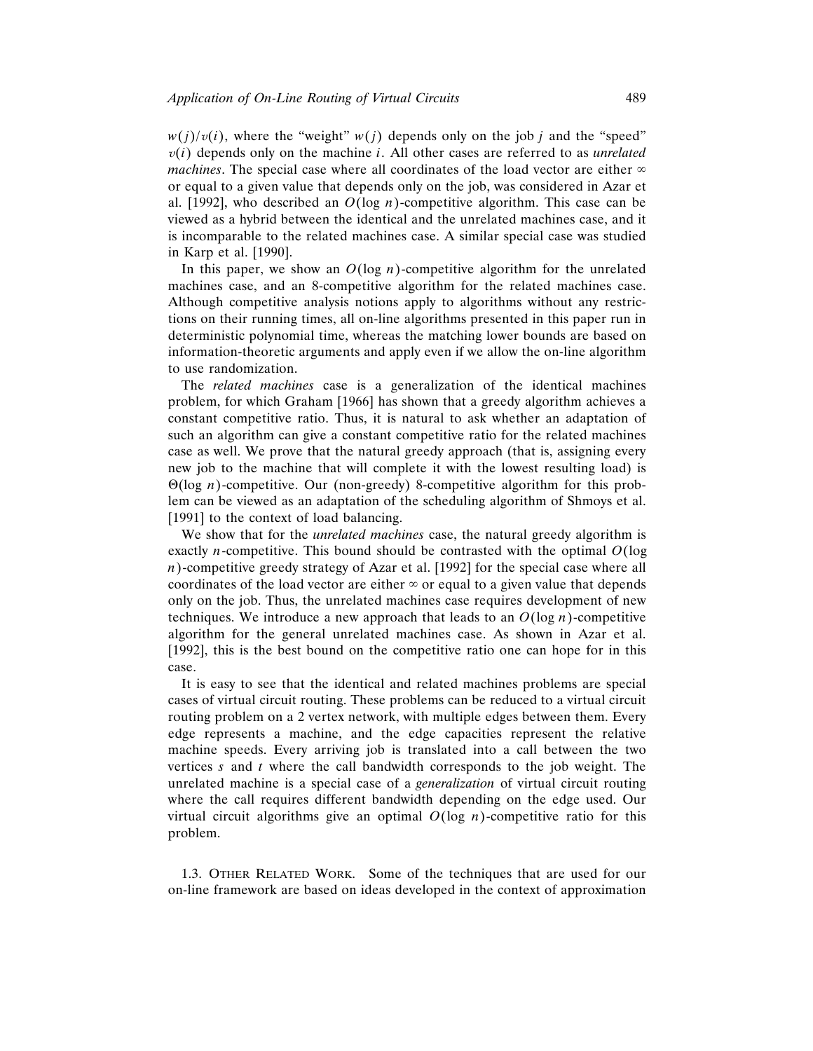$w(j)/v(i)$, where the "weight" $w(j)$ depends only on the job $j$ and the "speed" $v(i)$ depends only on the machine $i$. All other cases are referred to as *unrelated machines*. The special case where all coordinates of the load vector are either $\infty$ or equal to a given value that depends only on the job, was considered in Azar et al. [1992], who described an $O(\log n)$-competitive algorithm. This case can be viewed as a hybrid between the identical and the unrelated machines case, and it is incomparable to the related machines case. A similar special case was studied in Karp et al. [1990].

In this paper, we show an $O(\log n)$-competitive algorithm for the unrelated machines case, and an 8-competitive algorithm for the related machines case. Although competitive analysis notions apply to algorithms without any restrictions on their running times, all on-line algorithms presented in this paper run in deterministic polynomial time, whereas the matching lower bounds are based on information-theoretic arguments and apply even if we allow the on-line algorithm to use randomization.

The *related machines* case is a generalization of the identical machines problem, for which Graham [1966] has shown that a greedy algorithm achieves a constant competitive ratio. Thus, it is natural to ask whether an adaptation of such an algorithm can give a constant competitive ratio for the related machines case as well. We prove that the natural greedy approach (that is, assigning every new job to the machine that will complete it with the lowest resulting load) is $\Theta(\log n)$-competitive. Our (non-greedy) 8-competitive algorithm for this problem can be viewed as an adaptation of the scheduling algorithm of Shmoys et al. [1991] to the context of load balancing.

We show that for the *unrelated machines* case, the natural greedy algorithm is exactly $n$-competitive. This bound should be contrasted with the optimal $O(\log n)$-competitive greedy strategy of Azar et al. [1992] for the special case where all coordinates of the load vector are either $\infty$ or equal to a given value that depends only on the job. Thus, the unrelated machines case requires development of new techniques. We introduce a new approach that leads to an $O(\log n)$-competitive algorithm for the general unrelated machines case. As shown in Azar et al. [1992], this is the best bound on the competitive ratio one can hope for in this case.

It is easy to see that the identical and related machines problems are special cases of virtual circuit routing. These problems can be reduced to a virtual circuit routing problem on a 2 vertex network, with multiple edges between them. Every edge represents a machine, and the edge capacities represent the relative machine speeds. Every arriving job is translated into a call between the two vertices $s$ and $t$ where the call bandwidth corresponds to the job weight. The unrelated machine is a special case of a *generalization* of virtual circuit routing where the call requires different bandwidth depending on the edge used. Our virtual circuit algorithms give an optimal $O(\log n)$-competitive ratio for this problem.

### 1.3. Other Related Work.

Some of the techniques that are used for our on-line framework are based on ideas developed in the context of approximation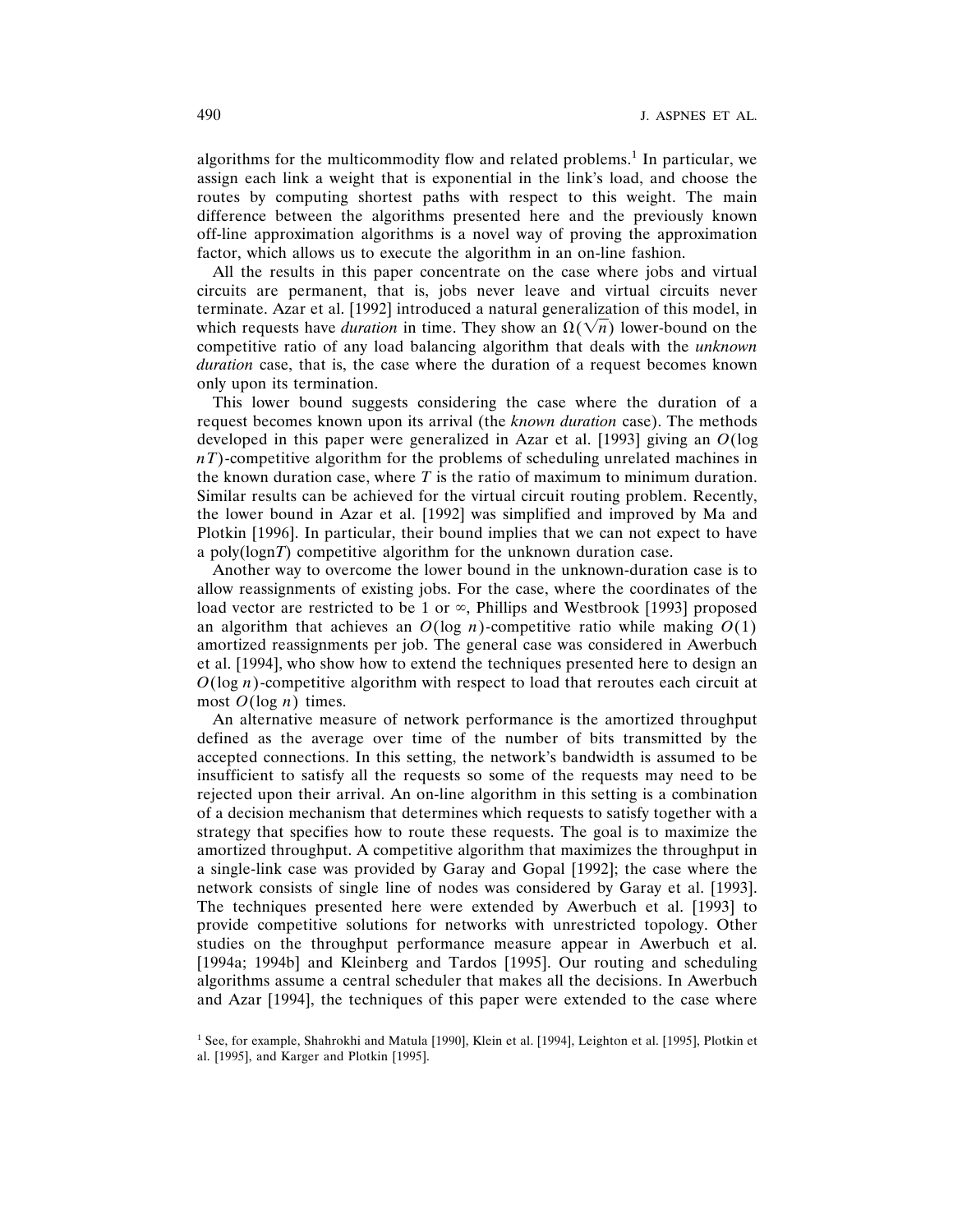algorithms for the multicommodity flow and related problems.[1] In particular, we assign each link a weight that is exponential in the link's load, and choose the routes by computing shortest paths with respect to this weight. The main difference between the algorithms presented here and the previously known off-line approximation algorithms is a novel way of proving the approximation factor, which allows us to execute the algorithm in an on-line fashion.

All the results in this paper concentrate on the case where jobs and virtual circuits are permanent, that is, jobs never leave and virtual circuits never terminate. Azar et al. [1992] introduced a natural generalization of this model, in which requests have *duration* in time. They show an $\Omega(\sqrt{n})$ lower-bound on the competitive ratio of any load balancing algorithm that deals with the *unknown duration* case, that is, the case where the duration of a request becomes known only upon its termination.

This lower bound suggests considering the case where the duration of a request becomes known upon its arrival (the *known duration* case). The methods developed in this paper were generalized in Azar et al. [1993] giving an $O(\log nT)$-competitive algorithm for the problems of scheduling unrelated machines in the known duration case, where $T$ is the ratio of maximum to minimum duration. Similar results can be achieved for the virtual circuit routing problem. Recently, the lower bound in Azar et al. [1992] was simplified and improved by Ma and Plotkin [1996]. In particular, their bound implies that we can not expect to have a poly($\log nT$) competitive algorithm for the unknown duration case.

Another way to overcome the lower bound in the unknown-duration case is to allow reassignments of existing jobs. For the case, where the coordinates of the load vector are restricted to be 1 or $\infty$, Phillips and Westbrook [1993] proposed an algorithm that achieves an $O(\log n)$-competitive ratio while making $O(1)$ amortized reassignments per job. The general case was considered in Awerbuch et al. [1994], who show how to extend the techniques presented here to design an $O(\log n)$-competitive algorithm with respect to load that reroutes each circuit at most $O(\log n)$ times.

An alternative measure of network performance is the amortized throughput defined as the average over time of the number of bits transmitted by the accepted connections. In this setting, the network's bandwidth is assumed to be insufficient to satisfy all the requests so some of the requests may need to be rejected upon their arrival. An on-line algorithm in this setting is a combination of a decision mechanism that determines which requests to satisfy together with a strategy that specifies how to route these requests. The goal is to maximize the amortized throughput. A competitive algorithm that maximizes the throughput in a single-link case was provided by Garay and Gopal [1992]; the case where the network consists of single line of nodes was considered by Garay et al. [1993]. The techniques presented here were extended by Awerbuch et al. [1993] to provide competitive solutions for networks with unrestricted topology. Other studies on the throughput performance measure appear in Awerbuch et al. [1994a; 1994b] and Kleinberg and Tardos [1995]. Our routing and scheduling algorithms assume a central scheduler that makes all the decisions. In Awerbuch and Azar [1994], the techniques of this paper were extended to the case where

[1] See, for example, Shahrokhi and Matula [1990], Klein et al. [1994], Leighton et al. [1995], Plotkin et al. [1995], and Karger and Plotkin [1995].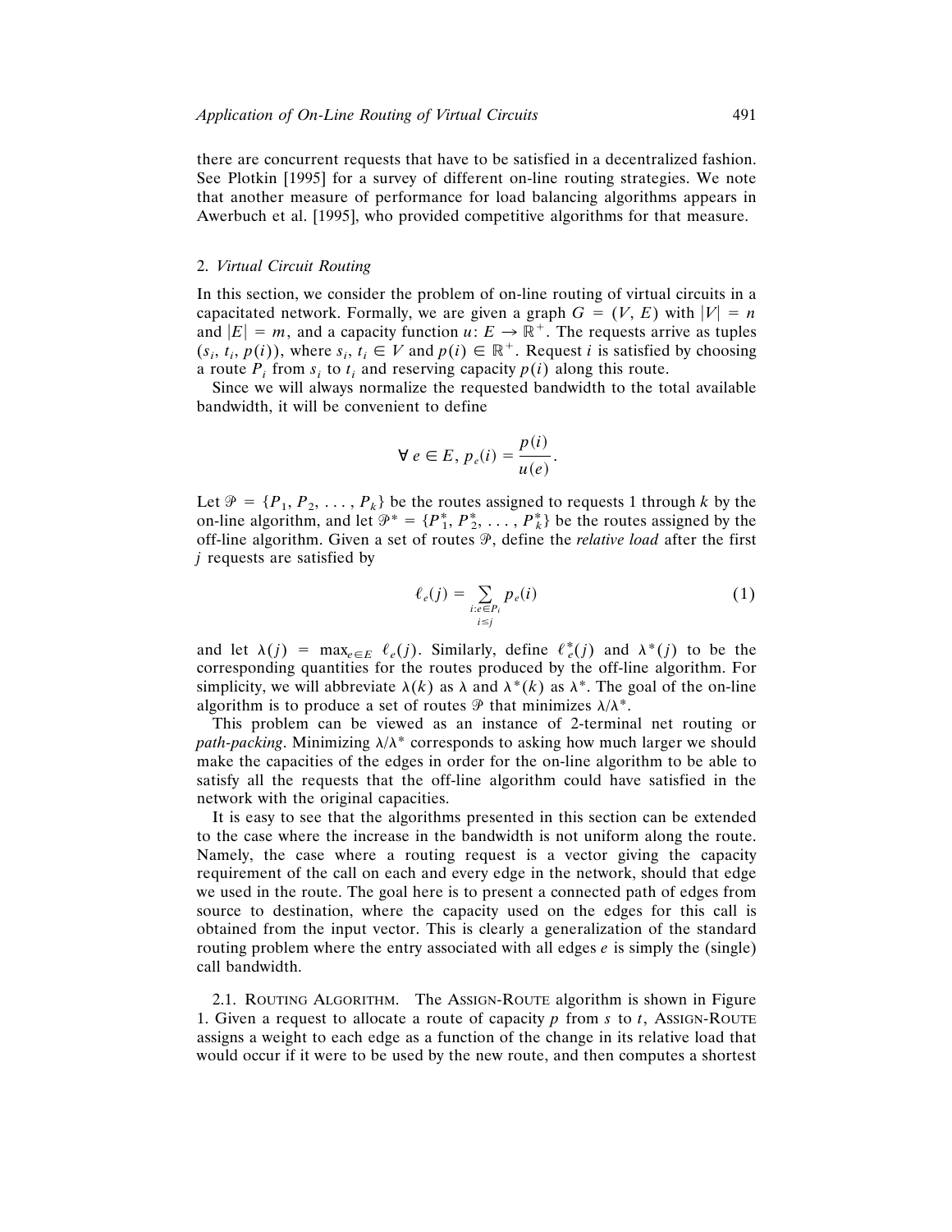there are concurrent requests that have to be satisfied in a decentralized fashion. See Plotkin [1995] for a survey of different on-line routing strategies. We note that another measure of performance for load balancing algorithms appears in Awerbuch et al. [1995], who provided competitive algorithms for that measure.

## 2. *Virtual Circuit Routing*

In this section, we consider the problem of on-line routing of virtual circuits in a capacitated network. Formally, we are given a graph $G = (V, E)$ with $|V| = n$ and $|E| = m$, and a capacity function $u: E \rightarrow \mathbb{R}^+$. The requests arrive as tuples $(s_i, t_i, p(i))$, where $s_i, t_i \in V$ and $p(i) \in \mathbb{R}^+$. Request $i$ is satisfied by choosing a route $P_i$ from $s_i$ to $t_i$ and reserving capacity $p(i)$ along this route.

Since we will always normalize the requested bandwidth to the total available bandwidth, it will be convenient to define

$$\forall\, e \in E,\; p_e(i) = \frac{p(i)}{u(e)}.$$

Let $\mathcal{P} = \{P_1, P_2, \ldots, P_k\}$ be the routes assigned to requests 1 through $k$ by the on-line algorithm, and let $\mathcal{P}^* = \{P_1^*, P_2^*, \ldots, P_k^*\}$ be the routes assigned by the off-line algorithm. Given a set of routes $\mathcal{P}$, define the *relative load* after the first $j$ requests are satisfied by

$$\ell_e(j) = \sum_{\substack{i: e \in P_i \\ i \leq j}} p_e(i) \tag{1}$$

and let $\lambda(j) = \max_{e \in E} \ell_e(j)$. Similarly, define $\ell_e^*(j)$ and $\lambda^*(j)$ to be the corresponding quantities for the routes produced by the off-line algorithm. For simplicity, we will abbreviate $\lambda(k)$ as $\lambda$ and $\lambda^*(k)$ as $\lambda^*$. The goal of the on-line algorithm is to produce a set of routes $\mathcal{P}$ that minimizes $\lambda/\lambda^*$.

This problem can be viewed as an instance of 2-terminal net routing or *path-packing*. Minimizing $\lambda/\lambda^*$ corresponds to asking how much larger we should make the capacities of the edges in order for the on-line algorithm to be able to satisfy all the requests that the off-line algorithm could have satisfied in the network with the original capacities.

It is easy to see that the algorithms presented in this section can be extended to the case where the increase in the bandwidth is not uniform along the route. Namely, the case where a routing request is a vector giving the capacity requirement of the call on each and every edge in the network, should that edge we used in the route. The goal here is to present a connected path of edges from source to destination, where the capacity used on the edges for this call is obtained from the input vector. This is clearly a generalization of the standard routing problem where the entry associated with all edges $e$ is simply the (single) call bandwidth.

### 2.1. Routing Algorithm.

The Assign-Route algorithm is shown in Figure 1. Given a request to allocate a route of capacity $p$ from $s$ to $t$, Assign-Route assigns a weight to each edge as a function of the change in its relative load that would occur if it were to be used by the new route, and then computes a shortest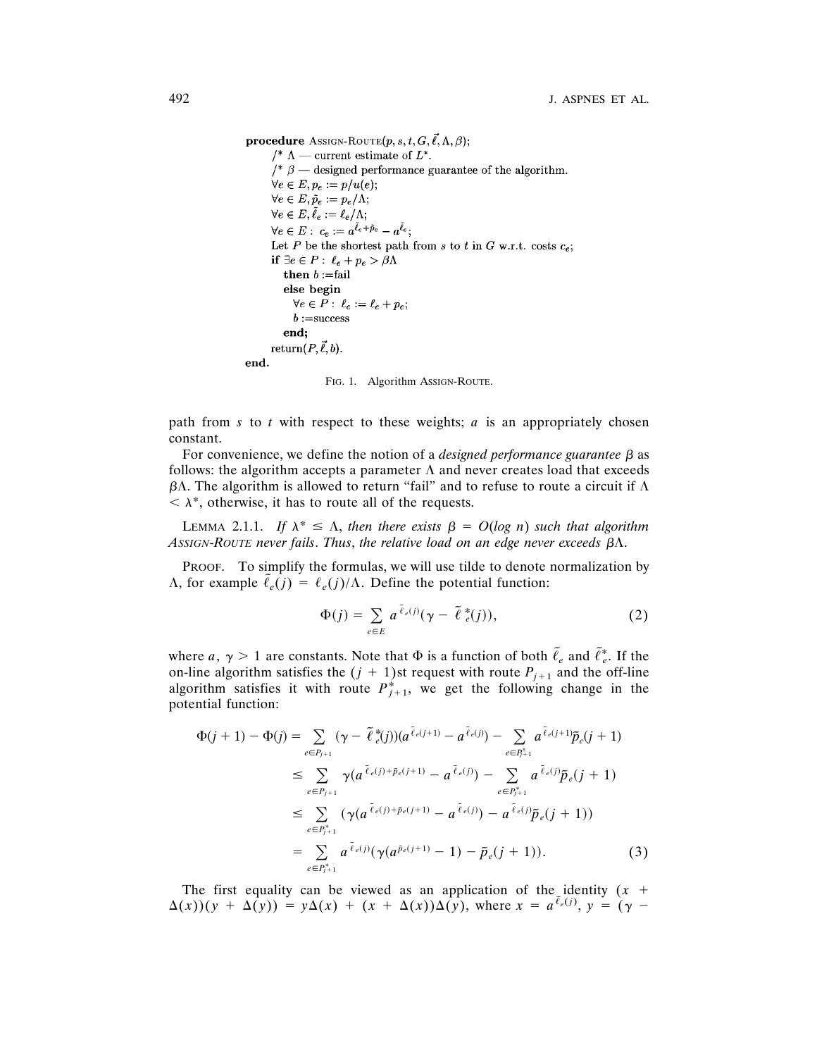```
procedure Assign-Route(p, s, t, G, ℓ⃗, Λ, β);
    /* Λ — current estimate of L*.
    /* β — designed performance guarantee of the algorithm.
    ∀e ∈ E, p_e := p/u(e);
    ∀e ∈ E, p̃_e := p_e/Λ;
    ∀e ∈ E, ℓ̃_e := ℓ_e/Λ;
    ∀e ∈ E : c_e := a^(ℓ̃_e + p̃_e) − a^(ℓ̃_e);
    Let P be the shortest path from s to t in G w.r.t. costs c_e;
    if ∃e ∈ P : ℓ_e + p_e > βΛ
       then b := fail
       else begin
          ∀e ∈ P : ℓ_e := ℓ_e + p_e;
          b := success
       end;
    return(P, ℓ⃗, b).
end.
```

FIG. 1. Algorithm ASSIGN-ROUTE.

path from $s$ to $t$ with respect to these weights; $a$ is an appropriately chosen constant.

For convenience, we define the notion of a *designed performance guarantee* $\beta$ as follows: the algorithm accepts a parameter $\Lambda$ and never creates load that exceeds $\beta\Lambda$. The algorithm is allowed to return "fail" and to refuse to route a circuit if $\Lambda < \lambda^*$, otherwise, it has to route all of the requests.

LEMMA 2.1.1. *If $\lambda^* \leq \Lambda$, then there exists $\beta = O(\log n)$ such that algorithm ASSIGN-ROUTE never fails. Thus, the relative load on an edge never exceeds $\beta\Lambda$.*

PROOF. To simplify the formulas, we will use tilde to denote normalization by $\Lambda$, for example $\tilde{\ell}_e(j) = \ell_e(j)/\Lambda$. Define the potential function:

$$\Phi(j) = \sum_{e \in E} a^{\tilde{\ell}_e(j)}(\gamma - \tilde{\ell}_e^*(j)), \tag{2}$$

where $a, \gamma > 1$ are constants. Note that $\Phi$ is a function of both $\tilde{\ell}_e$ and $\tilde{\ell}_e^*$. If the on-line algorithm satisfies the $(j+1)$st request with route $P_{j+1}$ and the off-line algorithm satisfies it with route $P_{j+1}^*$, we get the following change in the potential function:

$$\begin{aligned}
\Phi(j+1) - \Phi(j) &= \sum_{e \in P_{j+1}} (\gamma - \tilde{\ell}_e^*(j))(a^{\tilde{\ell}_e(j+1)} - a^{\tilde{\ell}_e(j)}) - \sum_{e \in P_{j+1}^*} a^{\tilde{\ell}_e(j+1)} \tilde{p}_e(j+1) \\
&\leq \sum_{e \in P_{j+1}} \gamma(a^{\tilde{\ell}_e(j) + \tilde{p}_e(j+1)} - a^{\tilde{\ell}_e(j)}) - \sum_{e \in P_{j+1}^*} a^{\tilde{\ell}_e(j)} \tilde{p}_e(j+1) \\
&\leq \sum_{e \in P_{j+1}^*} (\gamma(a^{\tilde{\ell}_e(j) + \tilde{p}_e(j+1)} - a^{\tilde{\ell}_e(j)}) - a^{\tilde{\ell}_e(j)} \tilde{p}_e(j+1)) \\
&= \sum_{e \in P_{j+1}^*} a^{\tilde{\ell}_e(j)}(\gamma(a^{\tilde{p}_e(j+1)} - 1) - \tilde{p}_e(j+1)).
\end{aligned} \tag{3}$$

The first equality can be viewed as an application of the identity $(x + \Delta(x))(y + \Delta(y)) = y\Delta(x) + (x + \Delta(x))\Delta(y)$, where $x = a^{\tilde{\ell}_e(j)}$, $y = (\gamma -$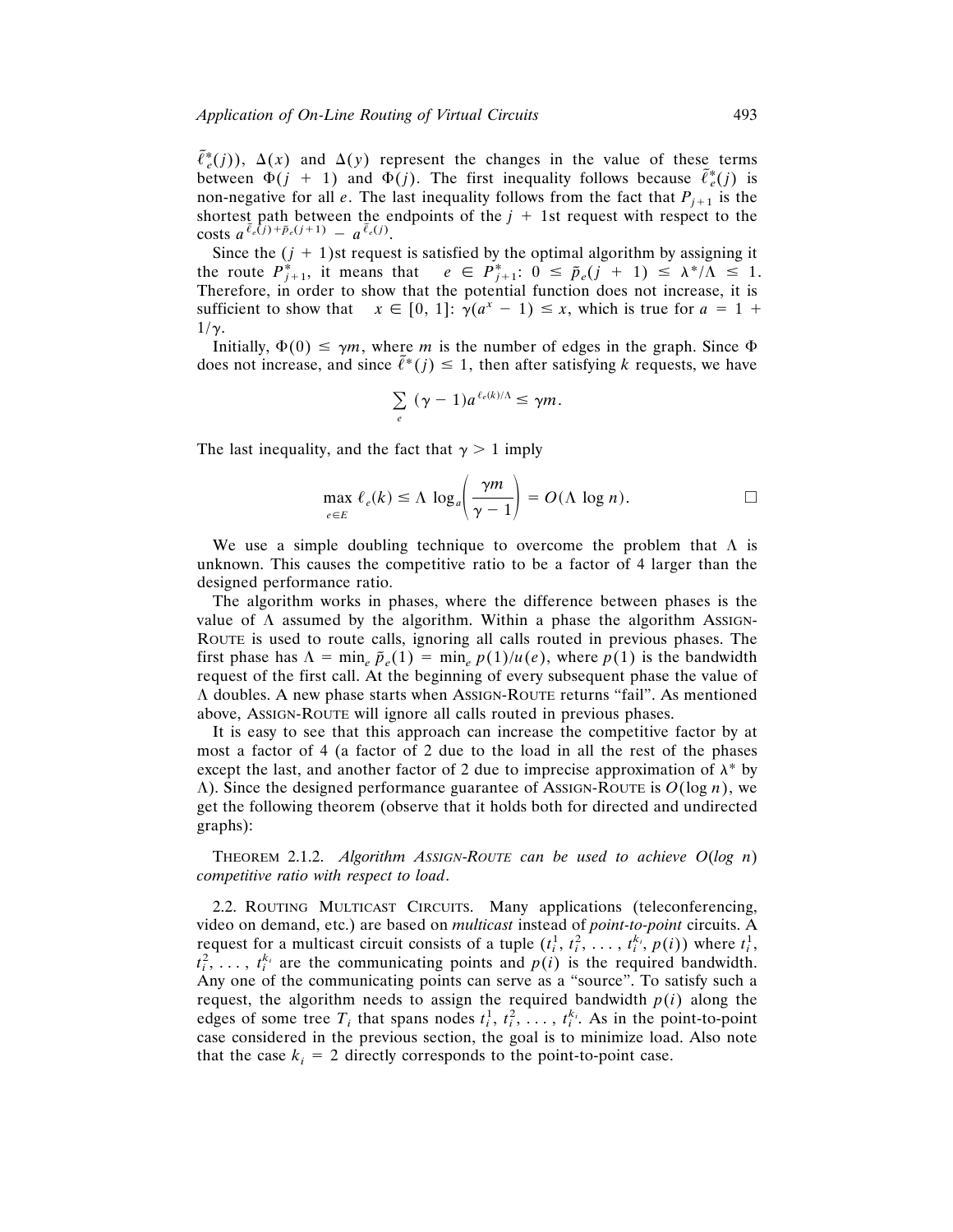$\tilde{\ell}^*_e(j))$, $\Delta(x)$ and $\Delta(y)$ represent the changes in the value of these terms between $\Phi(j+1)$ and $\Phi(j)$. The first inequality follows because $\tilde{\ell}^*_e(j)$ is non-negative for all $e$. The last inequality follows from the fact that $P_{j+1}$ is the shortest path between the endpoints of the $j+1$st request with respect to the costs $a^{\tilde{\ell}_e(j)+\tilde{p}_e(j+1)} - a^{\tilde{\ell}_e(j)}$.

Since the $(j+1)$st request is satisfied by the optimal algorithm by assigning it the route $P^*_{j+1}$, it means that $\forall e \in P^*_{j+1}$: $0 \leq \tilde{p}_e(j+1) \leq \lambda^*/\Lambda \leq 1$. Therefore, in order to show that the potential function does not increase, it is sufficient to show that $\forall x \in [0, 1]$: $\gamma(a^x - 1) \leq x$, which is true for $a = 1 + 1/\gamma$.

Initially, $\Phi(0) \leq \gamma m$, where $m$ is the number of edges in the graph. Since $\Phi$ does not increase, and since $\tilde{\ell}^*(j) \leq 1$, then after satisfying $k$ requests, we have

$$\sum_e (\gamma - 1)a^{\ell_e(k)/\Lambda} \leq \gamma m.$$

The last inequality, and the fact that $\gamma > 1$ imply

$$\max_{e \in E} \ell_e(k) \leq \Lambda \log_a\left(\frac{\gamma m}{\gamma - 1}\right) = O(\Lambda \log n). \qquad \square$$

We use a simple doubling technique to overcome the problem that $\Lambda$ is unknown. This causes the competitive ratio to be a factor of 4 larger than the designed performance ratio.

The algorithm works in phases, where the difference between phases is the value of $\Lambda$ assumed by the algorithm. Within a phase the algorithm ASSIGN-ROUTE is used to route calls, ignoring all calls routed in previous phases. The first phase has $\Lambda = \min_e \tilde{p}_e(1) = \min_e p(1)/u(e)$, where $p(1)$ is the bandwidth request of the first call. At the beginning of every subsequent phase the value of $\Lambda$ doubles. A new phase starts when ASSIGN-ROUTE returns "fail". As mentioned above, ASSIGN-ROUTE will ignore all calls routed in previous phases.

It is easy to see that this approach can increase the competitive factor by at most a factor of 4 (a factor of 2 due to the load in all the rest of the phases except the last, and another factor of 2 due to imprecise approximation of $\lambda^*$ by $\Lambda$). Since the designed performance guarantee of ASSIGN-ROUTE is $O(\log n)$, we get the following theorem (observe that it holds both for directed and undirected graphs):

THEOREM 2.1.2. *Algorithm ASSIGN-ROUTE can be used to achieve $O(\log n)$ competitive ratio with respect to load.*

2.2. ROUTING MULTICAST CIRCUITS. Many applications (teleconferencing, video on demand, etc.) are based on *multicast* instead of *point-to-point* circuits. A request for a multicast circuit consists of a tuple $(t_i^1, t_i^2, \ldots, t_i^{k_i}, p(i))$ where $t_i^1, t_i^2, \ldots, t_i^{k_i}$ are the communicating points and $p(i)$ is the required bandwidth. Any one of the communicating points can serve as a "source". To satisfy such a request, the algorithm needs to assign the required bandwidth $p(i)$ along the edges of some tree $T_i$ that spans nodes $t_i^1, t_i^2, \ldots, t_i^{k_i}$. As in the point-to-point case considered in the previous section, the goal is to minimize load. Also note that the case $k_i = 2$ directly corresponds to the point-to-point case.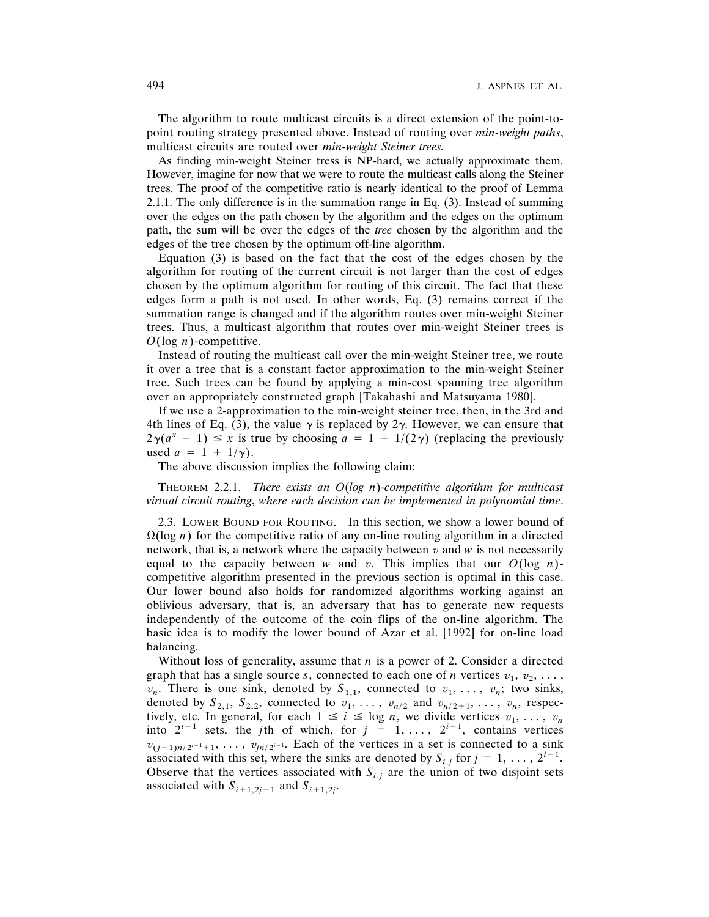The algorithm to route multicast circuits is a direct extension of the point-to-point routing strategy presented above. Instead of routing over *min-weight paths*, multicast circuits are routed over *min-weight Steiner trees.*

As finding min-weight Steiner tress is NP-hard, we actually approximate them. However, imagine for now that we were to route the multicast calls along the Steiner trees. The proof of the competitive ratio is nearly identical to the proof of Lemma 2.1.1. The only difference is in the summation range in Eq. (3). Instead of summing over the edges on the path chosen by the algorithm and the edges on the optimum path, the sum will be over the edges of the *tree* chosen by the algorithm and the edges of the tree chosen by the optimum off-line algorithm.

Equation (3) is based on the fact that the cost of the edges chosen by the algorithm for routing of the current circuit is not larger than the cost of edges chosen by the optimum algorithm for routing of this circuit. The fact that these edges form a path is not used. In other words, Eq. (3) remains correct if the summation range is changed and if the algorithm routes over min-weight Steiner trees. Thus, a multicast algorithm that routes over min-weight Steiner trees is $O(\log n)$-competitive.

Instead of routing the multicast call over the min-weight Steiner tree, we route it over a tree that is a constant factor approximation to the min-weight Steiner tree. Such trees can be found by applying a min-cost spanning tree algorithm over an appropriately constructed graph [Takahashi and Matsuyama 1980].

If we use a 2-approximation to the min-weight steiner tree, then, in the 3rd and 4th lines of Eq. (3), the value $\gamma$ is replaced by $2\gamma$. However, we can ensure that $2\gamma(a^x - 1) \leq x$ is true by choosing $a = 1 + 1/(2\gamma)$ (replacing the previously used $a = 1 + 1/\gamma$).

The above discussion implies the following claim:

THEOREM 2.2.1. *There exists an $O(\log n)$-competitive algorithm for multicast virtual circuit routing, where each decision can be implemented in polynomial time.*

2.3. LOWER BOUND FOR ROUTING. In this section, we show a lower bound of $\Omega(\log n)$ for the competitive ratio of any on-line routing algorithm in a directed network, that is, a network where the capacity between $v$ and $w$ is not necessarily equal to the capacity between $w$ and $v$. This implies that our $O(\log n)$-competitive algorithm presented in the previous section is optimal in this case. Our lower bound also holds for randomized algorithms working against an oblivious adversary, that is, an adversary that has to generate new requests independently of the outcome of the coin flips of the on-line algorithm. The basic idea is to modify the lower bound of Azar et al. [1992] for on-line load balancing.

Without loss of generality, assume that $n$ is a power of 2. Consider a directed graph that has a single source $s$, connected to each one of $n$ vertices $v_1, v_2, \ldots, v_n$. There is one sink, denoted by $S_{1,1}$, connected to $v_1, \ldots, v_n$; two sinks, denoted by $S_{2,1}$, $S_{2,2}$, connected to $v_1, \ldots, v_{n/2}$ and $v_{n/2+1}, \ldots, v_n$, respectively, etc. In general, for each $1 \leq i \leq \log n$, we divide vertices $v_1, \ldots, v_n$ into $2^{i-1}$ sets, the $j$th of which, for $j = 1, \ldots, 2^{i-1}$, contains vertices $v_{(j-1)n/2^{i-1}+1}, \ldots, v_{jn/2^{i-1}}$. Each of the vertices in a set is connected to a sink associated with this set, where the sinks are denoted by $S_{i,j}$ for $j = 1, \ldots, 2^{i-1}$. Observe that the vertices associated with $S_{i,j}$ are the union of two disjoint sets associated with $S_{i+1,2j-1}$ and $S_{i+1,2j}$.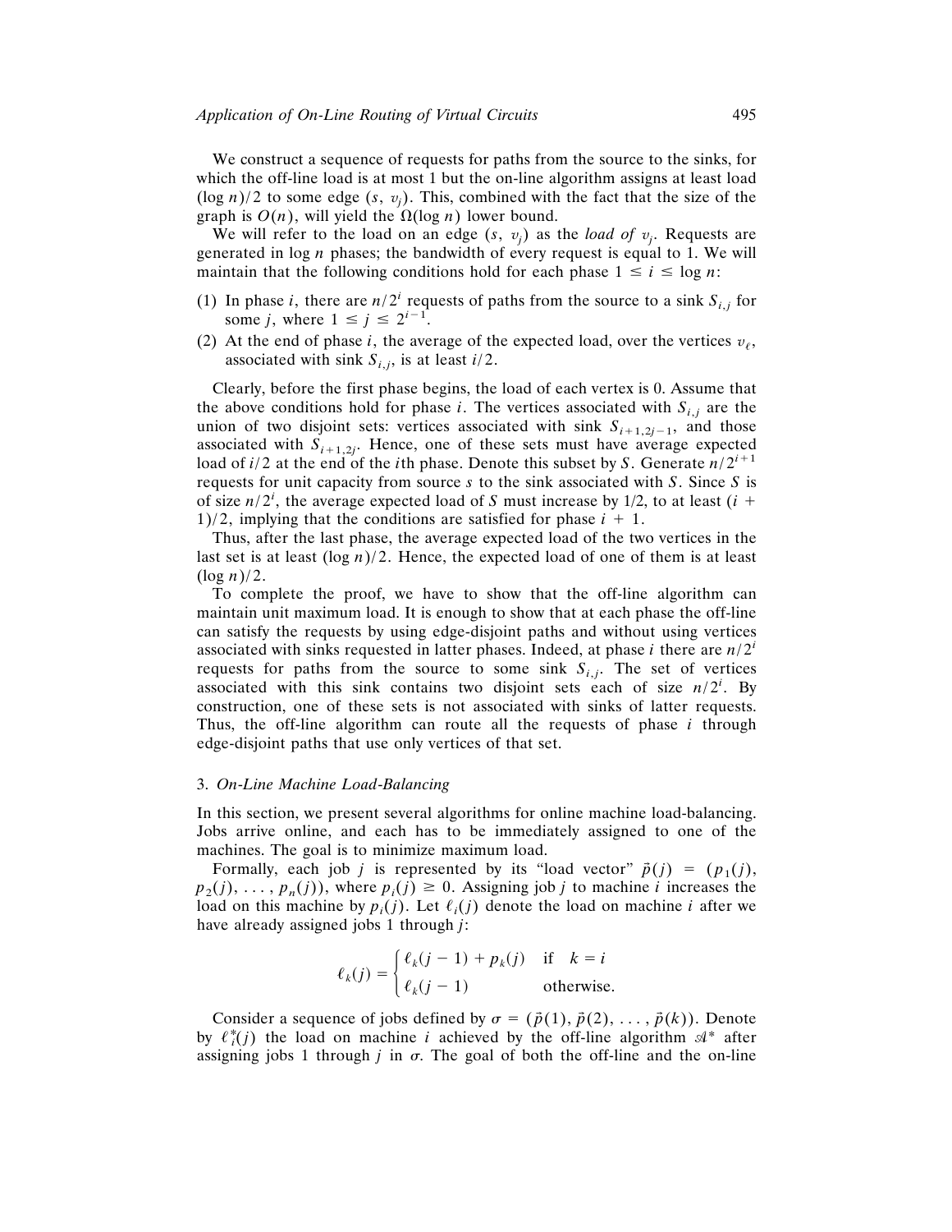We construct a sequence of requests for paths from the source to the sinks, for which the off-line load is at most 1 but the on-line algorithm assigns at least load $(\log n)/2$ to some edge $(s, v_j)$. This, combined with the fact that the size of the graph is $O(n)$, will yield the $\Omega(\log n)$ lower bound.

We will refer to the load on an edge $(s, v_j)$ as the *load of* $v_j$. Requests are generated in $\log n$ phases; the bandwidth of every request is equal to 1. We will maintain that the following conditions hold for each phase $1 \leq i \leq \log n$:

(1) In phase $i$, there are $n/2^i$ requests of paths from the source to a sink $S_{i,j}$ for some $j$, where $1 \leq j \leq 2^{i-1}$.
(2) At the end of phase $i$, the average of the expected load, over the vertices $v_\ell$, associated with sink $S_{i,j}$, is at least $i/2$.

Clearly, before the first phase begins, the load of each vertex is 0. Assume that the above conditions hold for phase $i$. The vertices associated with $S_{i,j}$ are the union of two disjoint sets: vertices associated with sink $S_{i+1,2j-1}$, and those associated with $S_{i+1,2j}$. Hence, one of these sets must have average expected load of $i/2$ at the end of the $i$th phase. Denote this subset by $S$. Generate $n/2^{i+1}$ requests for unit capacity from source $s$ to the sink associated with $S$. Since $S$ is of size $n/2^i$, the average expected load of $S$ must increase by 1/2, to at least $(i+1)/2$, implying that the conditions are satisfied for phase $i+1$.

Thus, after the last phase, the average expected load of the two vertices in the last set is at least $(\log n)/2$. Hence, the expected load of one of them is at least $(\log n)/2$.

To complete the proof, we have to show that the off-line algorithm can maintain unit maximum load. It is enough to show that at each phase the off-line can satisfy the requests by using edge-disjoint paths and without using vertices associated with sinks requested in latter phases. Indeed, at phase $i$ there are $n/2^i$ requests for paths from the source to some sink $S_{i,j}$. The set of vertices associated with this sink contains two disjoint sets each of size $n/2^i$. By construction, one of these sets is not associated with sinks of latter requests. Thus, the off-line algorithm can route all the requests of phase $i$ through edge-disjoint paths that use only vertices of that set.

## 3. *On-Line Machine Load-Balancing*

In this section, we present several algorithms for online machine load-balancing. Jobs arrive online, and each has to be immediately assigned to one of the machines. The goal is to minimize maximum load.

Formally, each job $j$ is represented by its "load vector" $\vec{p}(j) = (p_1(j), p_2(j), \ldots, p_n(j))$, where $p_i(j) \geq 0$. Assigning job $j$ to machine $i$ increases the load on this machine by $p_i(j)$. Let $\ell_i(j)$ denote the load on machine $i$ after we have already assigned jobs 1 through $j$:

$$\ell_k(j) = \begin{cases} \ell_k(j-1) + p_k(j) & \text{if} \quad k = i \\ \ell_k(j-1) & \text{otherwise.} \end{cases}$$

Consider a sequence of jobs defined by $\sigma = (\vec{p}(1), \vec{p}(2), \ldots, \vec{p}(k))$. Denote by $\ell_i^*(j)$ the load on machine $i$ achieved by the off-line algorithm $\mathcal{A}^*$ after assigning jobs 1 through $j$ in $\sigma$. The goal of both the off-line and the on-line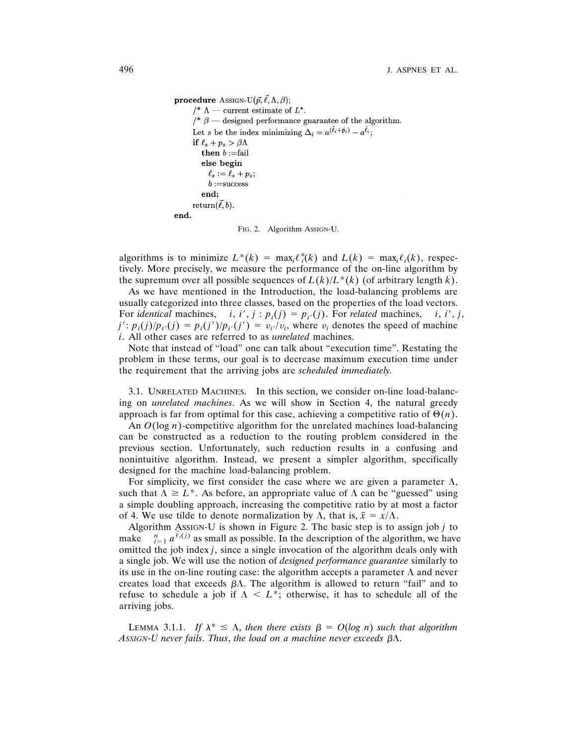```
procedure ASSIGN-U(p⃗, ℓ⃗, Λ, β);
    /* Λ — current estimate of L*.
    /* β — designed performance guarantee of the algorithm.
    Let s be the index minimizing Δ_i = a^(ℓ̃_i + p̃_i) − a^(ℓ̃_i);
    if ℓ_s + p_s > βΛ
       then b := fail
       else begin
          ℓ_s := ℓ_s + p_s;
          b := success
       end;
    return(ℓ⃗, b).
end.
```

FIG. 2. Algorithm ASSIGN-U.

algorithms is to minimize $L^*(k) = \max_i \ell_i^*(k)$ and $L(k) = \max_i \ell_i(k)$, respectively. More precisely, we measure the performance of the on-line algorithm by the supremum over all possible sequences of $L(k)/L^*(k)$ (of arbitrary length $k$).

As we have mentioned in the Introduction, the load-balancing problems are usually categorized into three classes, based on the properties of the load vectors. For *identical* machines, $\forall i, i', j : p_i(j) = p_{i'}(j)$. For *related* machines, $\forall i, i', j, j' : p_i(j)/p_{i'}(j) = p_i(j')/p_{i'}(j') = v_{i'}/v_i$, where $v_i$ denotes the speed of machine $i$. All other cases are referred to as *unrelated* machines.

Note that instead of "load" one can talk about "execution time". Restating the problem in these terms, our goal is to decrease maximum execution time under the requirement that the arriving jobs are *scheduled immediately.*

3.1. UNRELATED MACHINES. In this section, we consider on-line load-balancing on *unrelated machines*. As we will show in Section 4, the natural greedy approach is far from optimal for this case, achieving a competitive ratio of $\Theta(n)$.

An $O(\log n)$-competitive algorithm for the unrelated machines load-balancing can be constructed as a reduction to the routing problem considered in the previous section. Unfortunately, such reduction results in a confusing and nonintuitive algorithm. Instead, we present a simpler algorithm, specifically designed for the machine load-balancing problem.

For simplicity, we first consider the case where we are given a parameter $\Lambda$, such that $\Lambda \geq L^*$. As before, an appropriate value of $\Lambda$ can be "guessed" using a simple doubling approach, increasing the competitive ratio by at most a factor of 4. We use tilde to denote normalization by $\Lambda$, that is, $\tilde{x} = x/\Lambda$.

Algorithm ASSIGN-U is shown in Figure 2. The basic step is to assign job $j$ to make $\sum_{i=1}^{n} a^{\tilde{\ell}_i(j)}$ as small as possible. In the description of the algorithm, we have omitted the job index $j$, since a single invocation of the algorithm deals only with a single job. We will use the notion of *designed performance guarantee* similarly to its use in the on-line routing case: the algorithm accepts a parameter $\Lambda$ and never creates load that exceeds $\beta\Lambda$. The algorithm is allowed to return "fail" and to refuse to schedule a job if $\Lambda < L^*$; otherwise, it has to schedule all of the arriving jobs.

LEMMA 3.1.1. *If $\lambda^* \leq \Lambda$, then there exists $\beta = O(\log n)$ such that algorithm ASSIGN-U never fails. Thus, the load on a machine never exceeds $\beta\Lambda$.*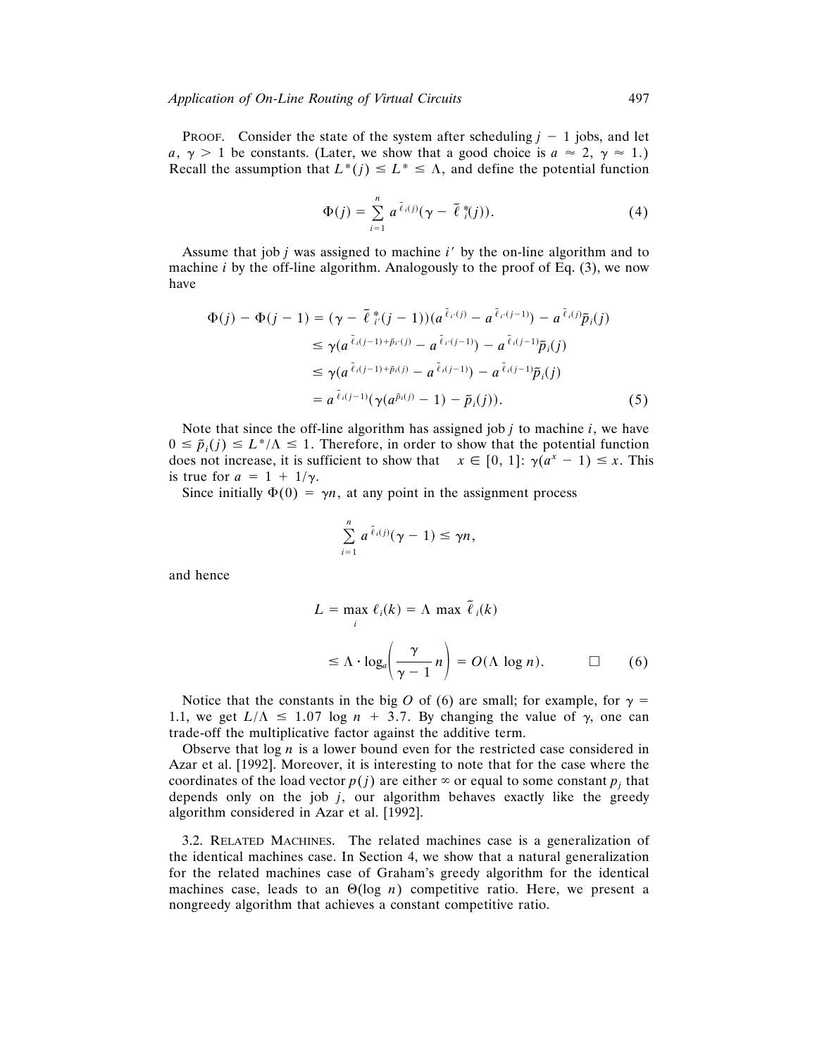PROOF. Consider the state of the system after scheduling $j - 1$ jobs, and let $a$, $\gamma > 1$ be constants. (Later, we show that a good choice is $a \approx 2$, $\gamma \approx 1$.) Recall the assumption that $L^*(j) \leq L^* \leq \Lambda$, and define the potential function

$$\Phi(j) = \sum_{i=1}^{n} a^{\tilde{\ell}_i(j)}(\gamma - \tilde{\ell}_i^*(j)). \tag{4}$$

Assume that job $j$ was assigned to machine $i'$ by the on-line algorithm and to machine $i$ by the off-line algorithm. Analogously to the proof of Eq. (3), we now have

$$\begin{aligned}
\Phi(j) - \Phi(j-1) &= (\gamma - \tilde{\ell}_{i'}^*(j-1))(a^{\tilde{\ell}_{i'}(j)} - a^{\tilde{\ell}_{i'}(j-1)}) - a^{\tilde{\ell}_i(j)}\tilde{p}_i(j) \\
&\leq \gamma(a^{\tilde{\ell}_{i'}(j-1)+\tilde{p}_{i'}(j)} - a^{\tilde{\ell}_{i'}(j-1)}) - a^{\tilde{\ell}_i(j-1)}\tilde{p}_i(j) \\
&\leq \gamma(a^{\tilde{\ell}_i(j-1)+\tilde{p}_i(j)} - a^{\tilde{\ell}_i(j-1)}) - a^{\tilde{\ell}_i(j-1)}\tilde{p}_i(j) \\
&= a^{\tilde{\ell}_i(j-1)}(\gamma(a^{\tilde{p}_i(j)} - 1) - \tilde{p}_i(j)).
\end{aligned} \tag{5}$$

Note that since the off-line algorithm has assigned job $j$ to machine $i$, we have $0 \leq \tilde{p}_i(j) \leq L^*/\Lambda \leq 1$. Therefore, in order to show that the potential function does not increase, it is sufficient to show that $\forall x \in [0, 1]$: $\gamma(a^x - 1) \leq x$. This is true for $a = 1 + 1/\gamma$.

Since initially $\Phi(0) = \gamma n$, at any point in the assignment process

$$\sum_{i=1}^{n} a^{\tilde{\ell}_i(j)}(\gamma - 1) \leq \gamma n,$$

and hence

$$\begin{aligned}
L &= \max_i \ell_i(k) = \Lambda \max \tilde{\ell}_i(k) \\
&\leq \Lambda \cdot \log_a\left(\frac{\gamma}{\gamma - 1} n\right) = O(\Lambda \log n). \qquad \square
\end{aligned} \tag{6}$$

Notice that the constants in the big $O$ of (6) are small; for example, for $\gamma = 1.1$, we get $L/\Lambda \leq 1.07 \log n + 3.7$. By changing the value of $\gamma$, one can trade-off the multiplicative factor against the additive term.

Observe that $\log n$ is a lower bound even for the restricted case considered in Azar et al. [1992]. Moreover, it is interesting to note that for the case where the coordinates of the load vector $p(j)$ are either $\infty$ or equal to some constant $p_j$ that depends only on the job $j$, our algorithm behaves exactly like the greedy algorithm considered in Azar et al. [1992].

3.2. RELATED MACHINES. The related machines case is a generalization of the identical machines case. In Section 4, we show that a natural generalization for the related machines case of Graham's greedy algorithm for the identical machines case, leads to an $\Theta(\log n)$ competitive ratio. Here, we present a nongreedy algorithm that achieves a constant competitive ratio.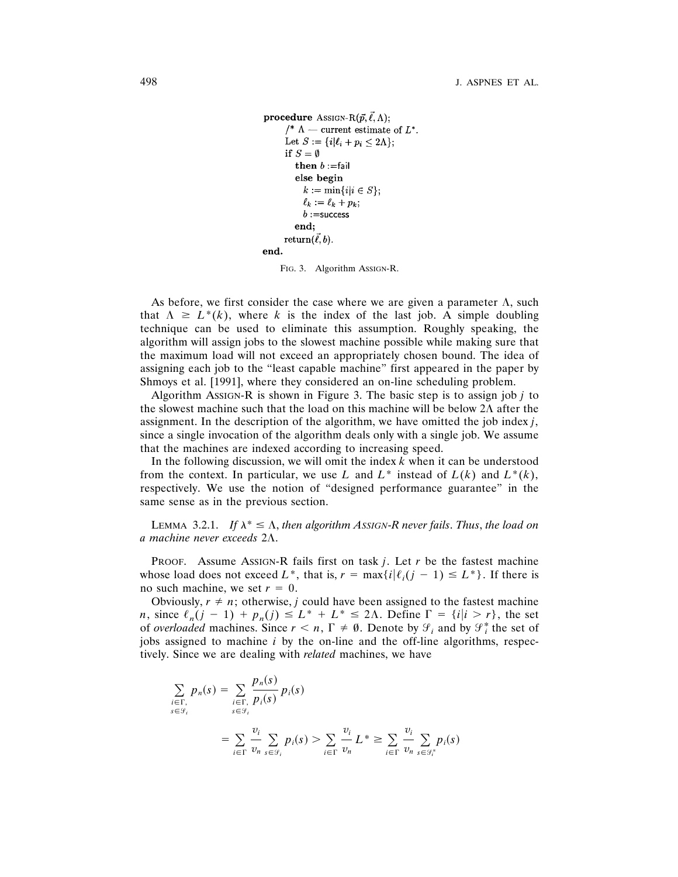```
procedure ASSIGN-R(p⃗, ℓ⃗, Λ);
    /* Λ — current estimate of L*.
    Let S := {i | ℓ_i + p_i ≤ 2Λ};
    if S = ∅
        then b := fail
        else begin
            k := min{i | i ∈ S};
            ℓ_k := ℓ_k + p_k;
            b := success
        end;
    return(ℓ⃗, b).
end.
```

FIG. 3. Algorithm ASSIGN-R.

As before, we first consider the case where we are given a parameter $\Lambda$, such that $\Lambda \geq L^*(k)$, where $k$ is the index of the last job. A simple doubling technique can be used to eliminate this assumption. Roughly speaking, the algorithm will assign jobs to the slowest machine possible while making sure that the maximum load will not exceed an appropriately chosen bound. The idea of assigning each job to the "least capable machine" first appeared in the paper by Shmoys et al. [1991], where they considered an on-line scheduling problem.

Algorithm ASSIGN-R is shown in Figure 3. The basic step is to assign job $j$ to the slowest machine such that the load on this machine will be below $2\Lambda$ after the assignment. In the description of the algorithm, we have omitted the job index $j$, since a single invocation of the algorithm deals only with a single job. We assume that the machines are indexed according to increasing speed.

In the following discussion, we will omit the index $k$ when it can be understood from the context. In particular, we use $L$ and $L^*$ instead of $L(k)$ and $L^*(k)$, respectively. We use the notion of "designed performance guarantee" in the same sense as in the previous section.

LEMMA 3.2.1. *If $\lambda^* \leq \Lambda$, then algorithm ASSIGN-R never fails. Thus, the load on a machine never exceeds $2\Lambda$.*

PROOF. Assume ASSIGN-R fails first on task $j$. Let $r$ be the fastest machine whose load does not exceed $L^*$, that is, $r = \max\{i | \ell_i(j-1) \leq L^*\}$. If there is no such machine, we set $r = 0$.

Obviously, $r \neq n$; otherwise, $j$ could have been assigned to the fastest machine $n$, since $\ell_n(j-1) + p_n(j) \leq L^* + L^* \leq 2\Lambda$. Define $\Gamma = \{i | i > r\}$, the set of *overloaded* machines. Since $r < n$, $\Gamma \neq \emptyset$. Denote by $\mathcal{S}_i$ and by $\mathcal{S}_i^*$ the set of jobs assigned to machine $i$ by the on-line and the off-line algorithms, respectively. Since we are dealing with *related* machines, we have

$$
\begin{aligned}
\sum_{\substack{i \in \Gamma, \\ s \in \mathcal{S}_i}} p_n(s) &= \sum_{\substack{i \in \Gamma, \\ s \in \mathcal{S}_i}} \frac{p_n(s)}{p_i(s)} p_i(s) \\
&= \sum_{i \in \Gamma} \frac{v_i}{v_n} \sum_{s \in \mathcal{S}_i} p_i(s) > \sum_{i \in \Gamma} \frac{v_i}{v_n} L^* \geq \sum_{i \in \Gamma} \frac{v_i}{v_n} \sum_{s \in \mathcal{S}_i^*} p_i(s)
\end{aligned}
$$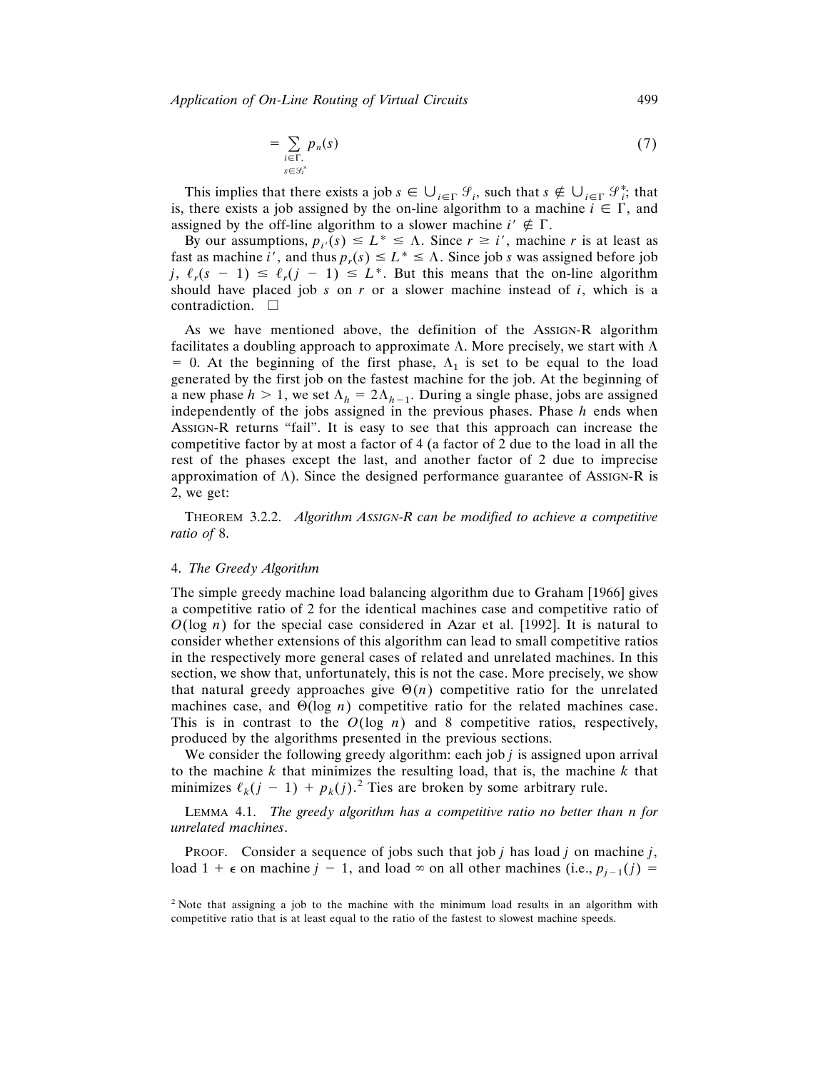$$= \sum_{\substack{i \in \Gamma, \\ s \in \mathcal{S}_i^*}} p_n(s) \tag{7}$$

This implies that there exists a job $s \in \bigcup_{i \in \Gamma} \mathcal{S}_i$, such that $s \notin \bigcup_{i \in \Gamma} \mathcal{S}_i^*$; that is, there exists a job assigned by the on-line algorithm to a machine $i \in \Gamma$, and assigned by the off-line algorithm to a slower machine $i' \notin \Gamma$.

By our assumptions, $p_{i'}(s) \leq L^* \leq \Lambda$. Since $r \geq i'$, machine $r$ is at least as fast as machine $i'$, and thus $p_r(s) \leq L^* \leq \Lambda$. Since job $s$ was assigned before job $j$, $\ell_r(s-1) \leq \ell_r(j-1) \leq L^*$. But this means that the on-line algorithm should have placed job $s$ on $r$ or a slower machine instead of $i$, which is a contradiction. $\square$

As we have mentioned above, the definition of the ASSIGN-R algorithm facilitates a doubling approach to approximate $\Lambda$. More precisely, we start with $\Lambda = 0$. At the beginning of the first phase, $\Lambda_1$ is set to be equal to the load generated by the first job on the fastest machine for the job. At the beginning of a new phase $h > 1$, we set $\Lambda_h = 2\Lambda_{h-1}$. During a single phase, jobs are assigned independently of the jobs assigned in the previous phases. Phase $h$ ends when ASSIGN-R returns "fail". It is easy to see that this approach can increase the competitive factor by at most a factor of 4 (a factor of 2 due to the load in all the rest of the phases except the last, and another factor of 2 due to imprecise approximation of $\Lambda$). Since the designed performance guarantee of ASSIGN-R is 2, we get:

THEOREM 3.2.2. *Algorithm ASSIGN-R can be modified to achieve a competitive ratio of* 8.

## 4. *The Greedy Algorithm*

The simple greedy machine load balancing algorithm due to Graham [1966] gives a competitive ratio of 2 for the identical machines case and competitive ratio of $O(\log n)$ for the special case considered in Azar et al. [1992]. It is natural to consider whether extensions of this algorithm can lead to small competitive ratios in the respectively more general cases of related and unrelated machines. In this section, we show that, unfortunately, this is not the case. More precisely, we show that natural greedy approaches give $\Theta(n)$ competitive ratio for the unrelated machines case, and $\Theta(\log n)$ competitive ratio for the related machines case. This is in contrast to the $O(\log n)$ and 8 competitive ratios, respectively, produced by the algorithms presented in the previous sections.

We consider the following greedy algorithm: each job $j$ is assigned upon arrival to the machine $k$ that minimizes the resulting load, that is, the machine $k$ that minimizes $\ell_k(j-1) + p_k(j)$.[2] Ties are broken by some arbitrary rule.

LEMMA 4.1. *The greedy algorithm has a competitive ratio no better than n for unrelated machines.*

PROOF. Consider a sequence of jobs such that job $j$ has load $j$ on machine $j$, load $1 + \epsilon$ on machine $j - 1$, and load $\infty$ on all other machines (i.e., $p_{j-1}(j) =$

[2] Note that assigning a job to the machine with the minimum load results in an algorithm with competitive ratio that is at least equal to the ratio of the fastest to slowest machine speeds.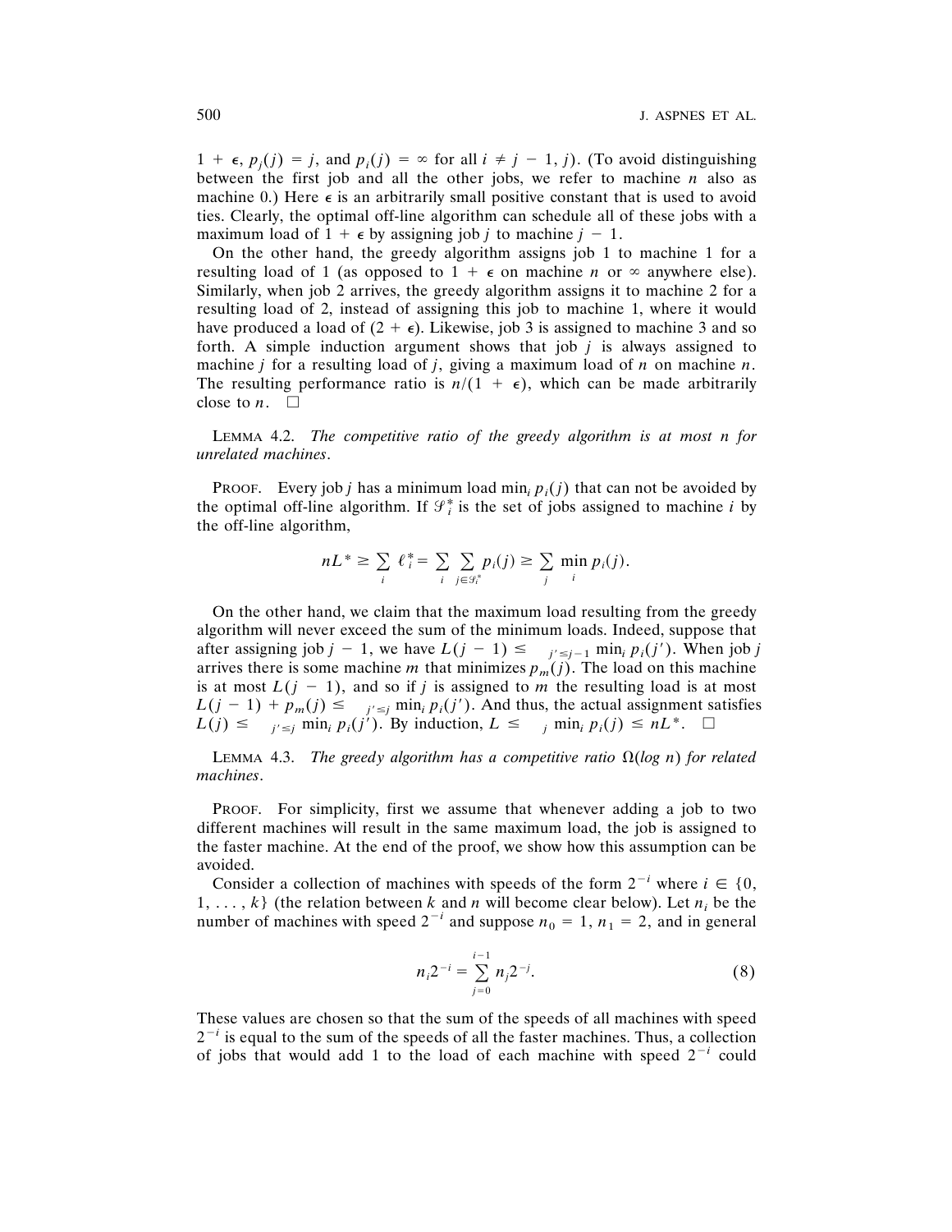$1 + \epsilon$, $p_j(j) = j$, and $p_i(j) = \infty$ for all $i \neq j - 1, j$). (To avoid distinguishing between the first job and all the other jobs, we refer to machine $n$ also as machine 0.) Here $\epsilon$ is an arbitrarily small positive constant that is used to avoid ties. Clearly, the optimal off-line algorithm can schedule all of these jobs with a maximum load of $1 + \epsilon$ by assigning job $j$ to machine $j - 1$.

On the other hand, the greedy algorithm assigns job 1 to machine 1 for a resulting load of 1 (as opposed to $1 + \epsilon$ on machine $n$ or $\infty$ anywhere else). Similarly, when job 2 arrives, the greedy algorithm assigns it to machine 2 for a resulting load of 2, instead of assigning this job to machine 1, where it would have produced a load of $(2 + \epsilon)$. Likewise, job 3 is assigned to machine 3 and so forth. A simple induction argument shows that job $j$ is always assigned to machine $j$ for a resulting load of $j$, giving a maximum load of $n$ on machine $n$. The resulting performance ratio is $n/(1 + \epsilon)$, which can be made arbitrarily close to $n$. □

LEMMA 4.2. *The competitive ratio of the greedy algorithm is at most n for unrelated machines.*

PROOF. Every job $j$ has a minimum load $\min_i p_i(j)$ that can not be avoided by the optimal off-line algorithm. If $\mathcal{S}_i^*$ is the set of jobs assigned to machine $i$ by the off-line algorithm,

$$nL^* \geq \sum_i \ell_i^* = \sum_i \sum_{j \in \mathcal{S}_i^*} p_i(j) \geq \sum_j \min_i p_i(j).$$

On the other hand, we claim that the maximum load resulting from the greedy algorithm will never exceed the sum of the minimum loads. Indeed, suppose that after assigning job $j - 1$, we have $L(j - 1) \leq \sum_{j' \leq j-1} \min_i p_i(j')$. When job $j$ arrives there is some machine $m$ that minimizes $p_m(j)$. The load on this machine is at most $L(j - 1)$, and so if $j$ is assigned to $m$ the resulting load is at most $L(j - 1) + p_m(j) \leq \sum_{j' \leq j} \min_i p_i(j')$. And thus, the actual assignment satisfies $L(j) \leq \sum_{j' \leq j} \min_i p_i(j')$. By induction, $L \leq \sum_j \min_i p_i(j) \leq nL^*$. □

LEMMA 4.3. *The greedy algorithm has a competitive ratio $\Omega(\log n)$ for related machines.*

PROOF. For simplicity, first we assume that whenever adding a job to two different machines will result in the same maximum load, the job is assigned to the faster machine. At the end of the proof, we show how this assumption can be avoided.

Consider a collection of machines with speeds of the form $2^{-i}$ where $i \in \{0, 1, \ldots, k\}$ (the relation between $k$ and $n$ will become clear below). Let $n_i$ be the number of machines with speed $2^{-i}$ and suppose $n_0 = 1$, $n_1 = 2$, and in general

$$n_i 2^{-i} = \sum_{j=0}^{i-1} n_j 2^{-j}. \tag{8}$$

These values are chosen so that the sum of the speeds of all machines with speed $2^{-i}$ is equal to the sum of the speeds of all the faster machines. Thus, a collection of jobs that would add 1 to the load of each machine with speed $2^{-i}$ could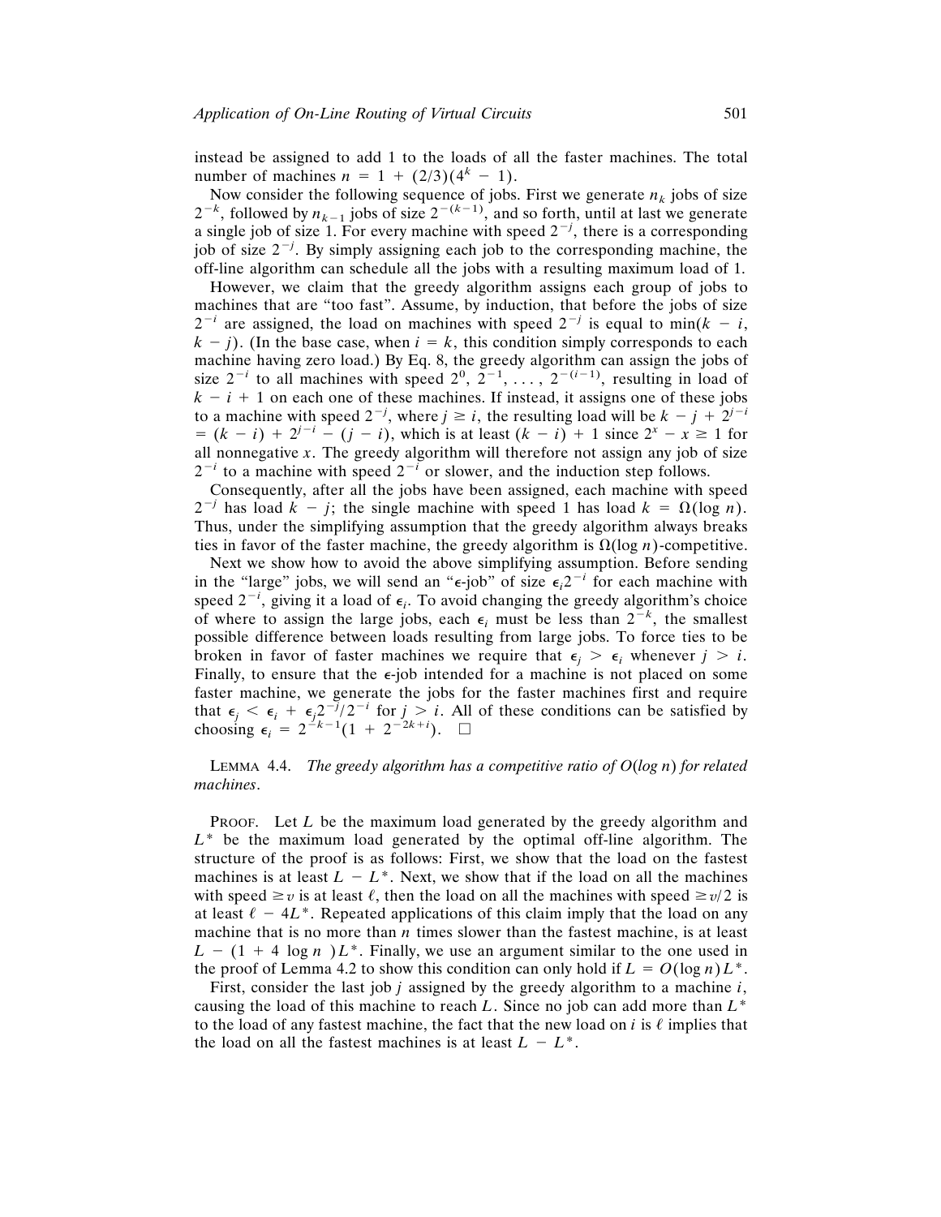instead be assigned to add 1 to the loads of all the faster machines. The total number of machines $n = 1 + (2/3)(4^k - 1)$.

Now consider the following sequence of jobs. First we generate $n_k$ jobs of size $2^{-k}$, followed by $n_{k-1}$ jobs of size $2^{-(k-1)}$, and so forth, until at last we generate a single job of size 1. For every machine with speed $2^{-j}$, there is a corresponding job of size $2^{-j}$. By simply assigning each job to the corresponding machine, the off-line algorithm can schedule all the jobs with a resulting maximum load of 1.

However, we claim that the greedy algorithm assigns each group of jobs to machines that are "too fast". Assume, by induction, that before the jobs of size $2^{-i}$ are assigned, the load on machines with speed $2^{-j}$ is equal to $\min(k - i, k - j)$. (In the base case, when $i = k$, this condition simply corresponds to each machine having zero load.) By Eq. 8, the greedy algorithm can assign the jobs of size $2^{-i}$ to all machines with speed $2^0, 2^{-1}, \ldots, 2^{-(i-1)}$, resulting in load of $k - i + 1$ on each one of these machines. If instead, it assigns one of these jobs to a machine with speed $2^{-j}$, where $j \geq i$, the resulting load will be $k - j + 2^{j-i} = (k - i) + 2^{j-i} - (j - i)$, which is at least $(k - i) + 1$ since $2^x - x \geq 1$ for all nonnegative $x$. The greedy algorithm will therefore not assign any job of size $2^{-i}$ to a machine with speed $2^{-i}$ or slower, and the induction step follows.

Consequently, after all the jobs have been assigned, each machine with speed $2^{-j}$ has load $k - j$; the single machine with speed 1 has load $k = \Omega(\log n)$. Thus, under the simplifying assumption that the greedy algorithm always breaks ties in favor of the faster machine, the greedy algorithm is $\Omega(\log n)$-competitive.

Next we show how to avoid the above simplifying assumption. Before sending in the "large" jobs, we will send an "$\epsilon$-job" of size $\epsilon_i 2^{-i}$ for each machine with speed $2^{-i}$, giving it a load of $\epsilon_i$. To avoid changing the greedy algorithm's choice of where to assign the large jobs, each $\epsilon_i$ must be less than $2^{-k}$, the smallest possible difference between loads resulting from large jobs. To force ties to be broken in favor of faster machines we require that $\epsilon_j > \epsilon_i$ whenever $j > i$. Finally, to ensure that the $\epsilon$-job intended for a machine is not placed on some faster machine, we generate the jobs for the faster machines first and require that $\epsilon_j < \epsilon_i + \epsilon_j 2^{-j}/2^{-i}$ for $j > i$. All of these conditions can be satisfied by choosing $\epsilon_i = 2^{-k-1}(1 + 2^{-2k+i})$. $\square$

LEMMA 4.4. *The greedy algorithm has a competitive ratio of $O(\log n)$ for related machines.*

PROOF. Let $L$ be the maximum load generated by the greedy algorithm and $L^*$ be the maximum load generated by the optimal off-line algorithm. The structure of the proof is as follows: First, we show that the load on the fastest machines is at least $L - L^*$. Next, we show that if the load on all the machines with speed $\geq v$ is at least $\ell$, then the load on all the machines with speed $\geq v/2$ is at least $\ell - 4L^*$. Repeated applications of this claim imply that the load on any machine that is no more than $n$ times slower than the fastest machine, is at least $L - (1 + 4 \log n)L^*$. Finally, we use an argument similar to the one used in the proof of Lemma 4.2 to show this condition can only hold if $L = O(\log n)L^*$.

First, consider the last job $j$ assigned by the greedy algorithm to a machine $i$, causing the load of this machine to reach $L$. Since no job can add more than $L^*$ to the load of any fastest machine, the fact that the new load on $i$ is $\ell$ implies that the load on all the fastest machines is at least $L - L^*$.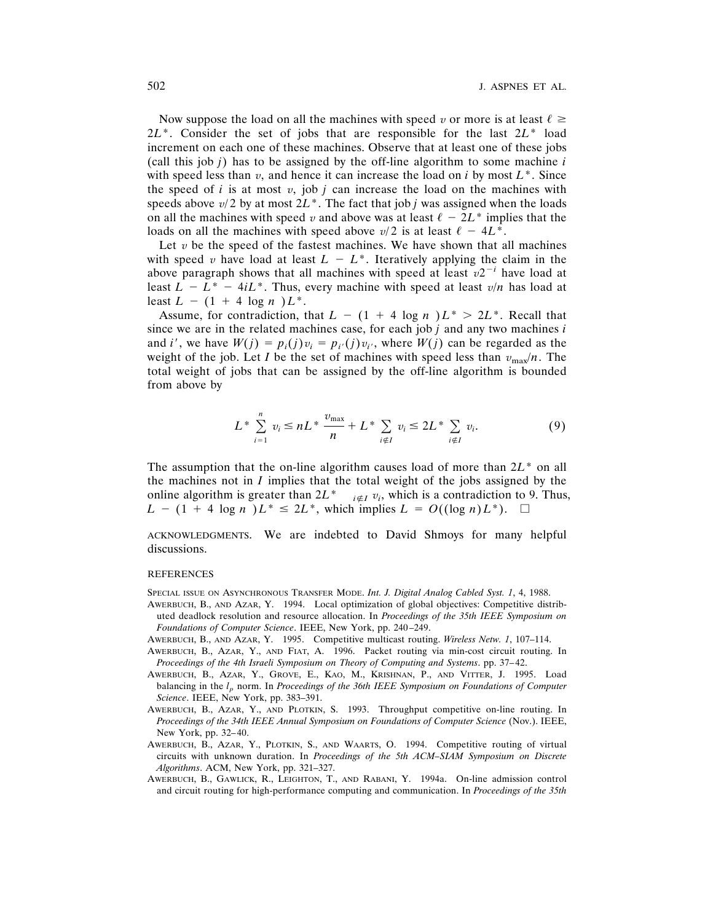Now suppose the load on all the machines with speed $v$ or more is at least $\ell \geq 2L^*$. Consider the set of jobs that are responsible for the last $2L^*$ load increment on each one of these machines. Observe that at least one of these jobs (call this job $j$) has to be assigned by the off-line algorithm to some machine $i$ with speed less than $v$, and hence it can increase the load on $i$ by most $L^*$. Since the speed of $i$ is at most $v$, job $j$ can increase the load on the machines with speeds above $v/2$ by at most $2L^*$. The fact that job $j$ was assigned when the loads on all the machines with speed $v$ and above was at least $\ell - 2L^*$ implies that the loads on all the machines with speed above $v/2$ is at least $\ell - 4L^*$.

Let $v$ be the speed of the fastest machines. We have shown that all machines with speed $v$ have load at least $L - L^*$. Iteratively applying the claim in the above paragraph shows that all machines with speed at least $v2^{-i}$ have load at least $L - L^* - 4iL^*$. Thus, every machine with speed at least $v/n$ has load at least $L - (1 + 4 \log n)L^*$.

Assume, for contradiction, that $L - (1 + 4 \log n)L^* > 2L^*$. Recall that since we are in the related machines case, for each job $j$ and any two machines $i$ and $i'$, we have $W(j) = p_i(j)v_i = p_{i'}(j)v_{i'}$, where $W(j)$ can be regarded as the weight of the job. Let $I$ be the set of machines with speed less than $v_{\max}/n$. The total weight of jobs that can be assigned by the off-line algorithm is bounded from above by

$$L^* \sum_{i=1}^{n} v_i \leq nL^* \frac{v_{\max}}{n} + L^* \sum_{i \notin I} v_i \leq 2L^* \sum_{i \notin I} v_i. \tag{9}$$

The assumption that the on-line algorithm causes load of more than $2L^*$ on all the machines not in $I$ implies that the total weight of the jobs assigned by the online algorithm is greater than $2L^* \sum_{i \notin I} v_i$, which is a contradiction to 9. Thus, $L - (1 + 4 \log n)L^* \leq 2L^*$, which implies $L = O((\log n)L^*)$. □

ACKNOWLEDGMENTS. We are indebted to David Shmoys for many helpful discussions.

## REFERENCES

SPECIAL ISSUE ON ASYNCHRONOUS TRANSFER MODE. *Int. J. Digital Analog Cabled Syst. 1*, 4, 1988.

AWERBUCH, B., AND AZAR, Y. 1994. Local optimization of global objectives: Competitive distributed deadlock resolution and resource allocation. In *Proceedings of the 35th IEEE Symposium on Foundations of Computer Science*. IEEE, New York, pp. 240–249.

AWERBUCH, B., AND AZAR, Y. 1995. Competitive multicast routing. *Wireless Netw. 1*, 107–114.

AWERBUCH, B., AZAR, Y., AND FIAT, A. 1996. Packet routing via min-cost circuit routing. In *Proceedings of the 4th Israeli Symposium on Theory of Computing and Systems*. pp. 37–42.

AWERBUCH, B., AZAR, Y., GROVE, E., KAO, M., KRISHNAN, P., AND VITTER, J. 1995. Load balancing in the $l_p$ norm. In *Proceedings of the 36th IEEE Symposium on Foundations of Computer Science*. IEEE, New York, pp. 383–391.

AWERBUCH, B., AZAR, Y., AND PLOTKIN, S. 1993. Throughput competitive on-line routing. In *Proceedings of the 34th IEEE Annual Symposium on Foundations of Computer Science* (Nov.). IEEE, New York, pp. 32–40.

AWERBUCH, B., AZAR, Y., PLOTKIN, S., AND WAARTS, O. 1994. Competitive routing of virtual circuits with unknown duration. In *Proceedings of the 5th ACM–SIAM Symposium on Discrete Algorithms*. ACM, New York, pp. 321–327.

AWERBUCH, B., GAWLICK, R., LEIGHTON, T., AND RABANI, Y. 1994a. On-line admission control and circuit routing for high-performance computing and communication. In *Proceedings of the 35th*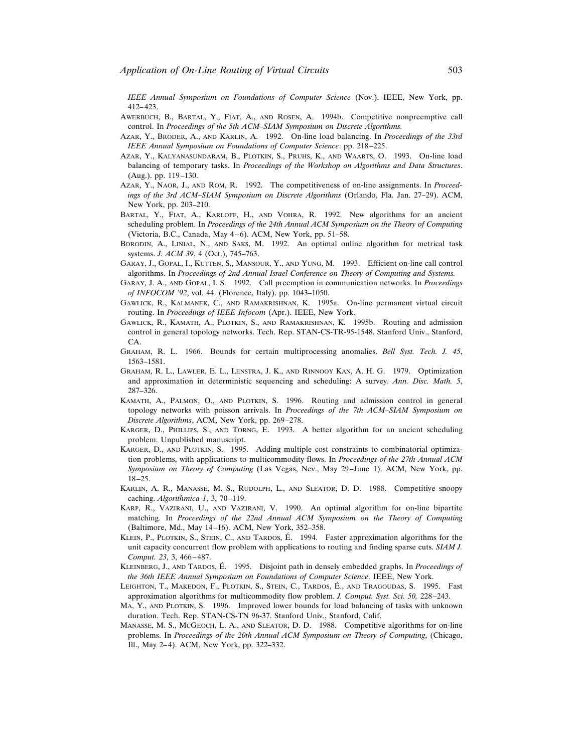*IEEE Annual Symposium on Foundations of Computer Science* (Nov.). IEEE, New York, pp. 412–423.

AWERBUCH, B., BARTAL, Y., FIAT, A., AND ROSEN, A. 1994b. Competitive nonpreemptive call control. In *Proceedings of the 5th ACM–SIAM Symposium on Discrete Algorithms.*

AZAR, Y., BRODER, A., AND KARLIN, A. 1992. On-line load balancing. In *Proceedings of the 33rd IEEE Annual Symposium on Foundations of Computer Science*. pp. 218–225.

AZAR, Y., KALYANASUNDARAM, B., PLOTKIN, S., PRUHS, K., AND WAARTS, O. 1993. On-line load balancing of temporary tasks. In *Proceedings of the Workshop on Algorithms and Data Structures*. (Aug.). pp. 119–130.

AZAR, Y., NAOR, J., AND ROM, R. 1992. The competitiveness of on-line assignments. In *Proceedings of the 3rd ACM–SIAM Symposium on Discrete Algorithms* (Orlando, Fla. Jan. 27–29). ACM, New York, pp. 203–210.

BARTAL, Y., FIAT, A., KARLOFF, H., AND VOHRA, R. 1992. New algorithms for an ancient scheduling problem. In *Proceedings of the 24th Annual ACM Symposium on the Theory of Computing* (Victoria, B.C., Canada, May 4–6). ACM, New York, pp. 51–58.

BORODIN, A., LINIAL, N., AND SAKS, M. 1992. An optimal online algorithm for metrical task systems. *J. ACM 39*, 4 (Oct.), 745–763.

GARAY, J., GOPAL, I., KUTTEN, S., MANSOUR, Y., AND YUNG, M. 1993. Efficient on-line call control algorithms. In *Proceedings of 2nd Annual Israel Conference on Theory of Computing and Systems.*

GARAY, J. A., AND GOPAL, I. S. 1992. Call preemption in communication networks. In *Proceedings of INFOCOM '92*, vol. 44. (Florence, Italy). pp. 1043–1050.

GAWLICK, R., KALMANEK, C., AND RAMAKRISHNAN, K. 1995a. On-line permanent virtual circuit routing. In *Proceedings of IEEE Infocom* (Apr.). IEEE, New York.

GAWLICK, R., KAMATH, A., PLOTKIN, S., AND RAMAKRISHNAN, K. 1995b. Routing and admission control in general topology networks. Tech. Rep. STAN-CS-TR-95-1548. Stanford Univ., Stanford, CA.

GRAHAM, R. L. 1966. Bounds for certain multiprocessing anomalies. *Bell Syst. Tech. J. 45*, 1563–1581.

GRAHAM, R. L., LAWLER, E. L., LENSTRA, J. K., AND RINNOOY KAN, A. H. G. 1979. Optimization and approximation in deterministic sequencing and scheduling: A survey. *Ann. Disc. Math. 5*, 287–326.

KAMATH, A., PALMON, O., AND PLOTKIN, S. 1996. Routing and admission control in general topology networks with poisson arrivals. In *Proceedings of the 7th ACM–SIAM Symposium on Discrete Algorithms*, ACM, New York, pp. 269–278.

KARGER, D., PHILLIPS, S., AND TORNG, E. 1993. A better algorithm for an ancient scheduling problem. Unpublished manuscript.

KARGER, D., AND PLOTKIN, S. 1995. Adding multiple cost constraints to combinatorial optimization problems, with applications to multicommodity flows. In *Proceedings of the 27th Annual ACM Symposium on Theory of Computing* (Las Vegas, Nev., May 29–June 1). ACM, New York, pp. 18–25.

KARLIN, A. R., MANASSE, M. S., RUDOLPH, L., AND SLEATOR, D. D. 1988. Competitive snoopy caching. *Algorithmica 1*, 3, 70–119.

KARP, R., VAZIRANI, U., AND VAZIRANI, V. 1990. An optimal algorithm for on-line bipartite matching. In *Proceedings of the 22nd Annual ACM Symposium on the Theory of Computing* (Baltimore, Md., May 14–16). ACM, New York, 352–358.

KLEIN, P., PLOTKIN, S., STEIN, C., AND TARDOS, É. 1994. Faster approximation algorithms for the unit capacity concurrent flow problem with applications to routing and finding sparse cuts. *SIAM J. Comput. 23*, 3, 466–487.

KLEINBERG, J., AND TARDOS, É. 1995. Disjoint path in densely embedded graphs. In *Proceedings of the 36th IEEE Annual Symposium on Foundations of Computer Science*. IEEE, New York.

LEIGHTON, T., MAKEDON, F., PLOTKIN, S., STEIN, C., TARDOS, É., AND TRAGOUDAS, S. 1995. Fast approximation algorithms for multicommodity flow problem. *J. Comput. Syst. Sci. 50,* 228–243.

MA, Y., AND PLOTKIN, S. 1996. Improved lower bounds for load balancing of tasks with unknown duration. Tech. Rep. STAN-CS-TN 96-37. Stanford Univ., Stanford, Calif.

MANASSE, M. S., MCGEOCH, L. A., AND SLEATOR, D. D. 1988. Competitive algorithms for on-line problems. In *Proceedings of the 20th Annual ACM Symposium on Theory of Computing*, (Chicago, Ill., May 2–4). ACM, New York, pp. 322–332.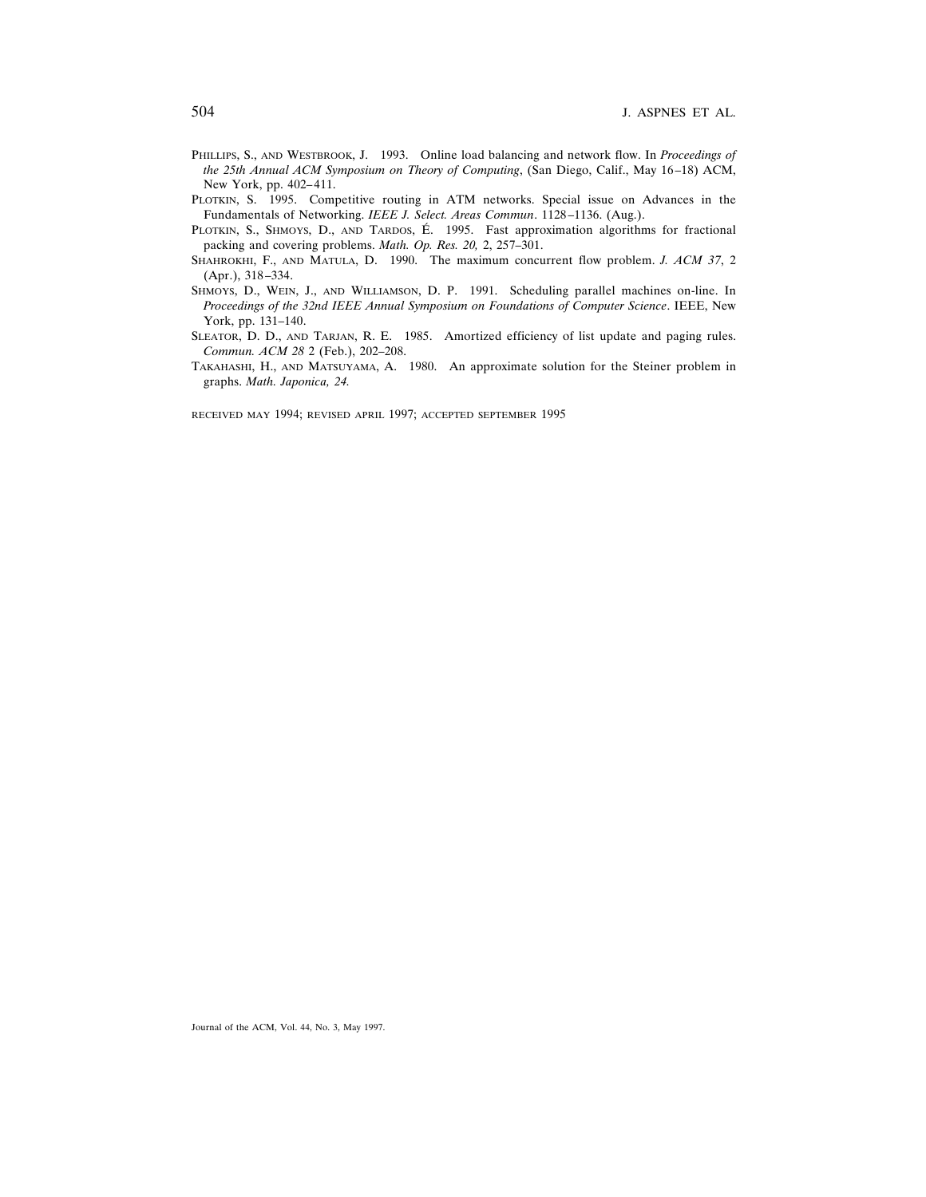PHILLIPS, S., AND WESTBROOK, J. 1993. Online load balancing and network flow. In *Proceedings of the 25th Annual ACM Symposium on Theory of Computing*, (San Diego, Calif., May 16–18) ACM, New York, pp. 402–411.

PLOTKIN, S. 1995. Competitive routing in ATM networks. Special issue on Advances in the Fundamentals of Networking. *IEEE J. Select. Areas Commun*. 1128–1136. (Aug.).

PLOTKIN, S., SHMOYS, D., AND TARDOS, É. 1995. Fast approximation algorithms for fractional packing and covering problems. *Math. Op. Res. 20,* 2, 257–301.

SHAHROKHI, F., AND MATULA, D. 1990. The maximum concurrent flow problem. *J. ACM 37*, 2 (Apr.), 318–334.

SHMOYS, D., WEIN, J., AND WILLIAMSON, D. P. 1991. Scheduling parallel machines on-line. In *Proceedings of the 32nd IEEE Annual Symposium on Foundations of Computer Science*. IEEE, New York, pp. 131–140.

SLEATOR, D. D., AND TARJAN, R. E. 1985. Amortized efficiency of list update and paging rules. *Commun. ACM 28* 2 (Feb.), 202–208.

TAKAHASHI, H., AND MATSUYAMA, A. 1980. An approximate solution for the Steiner problem in graphs. *Math. Japonica, 24.*

RECEIVED MAY 1994; REVISED APRIL 1997; ACCEPTED SEPTEMBER 1995